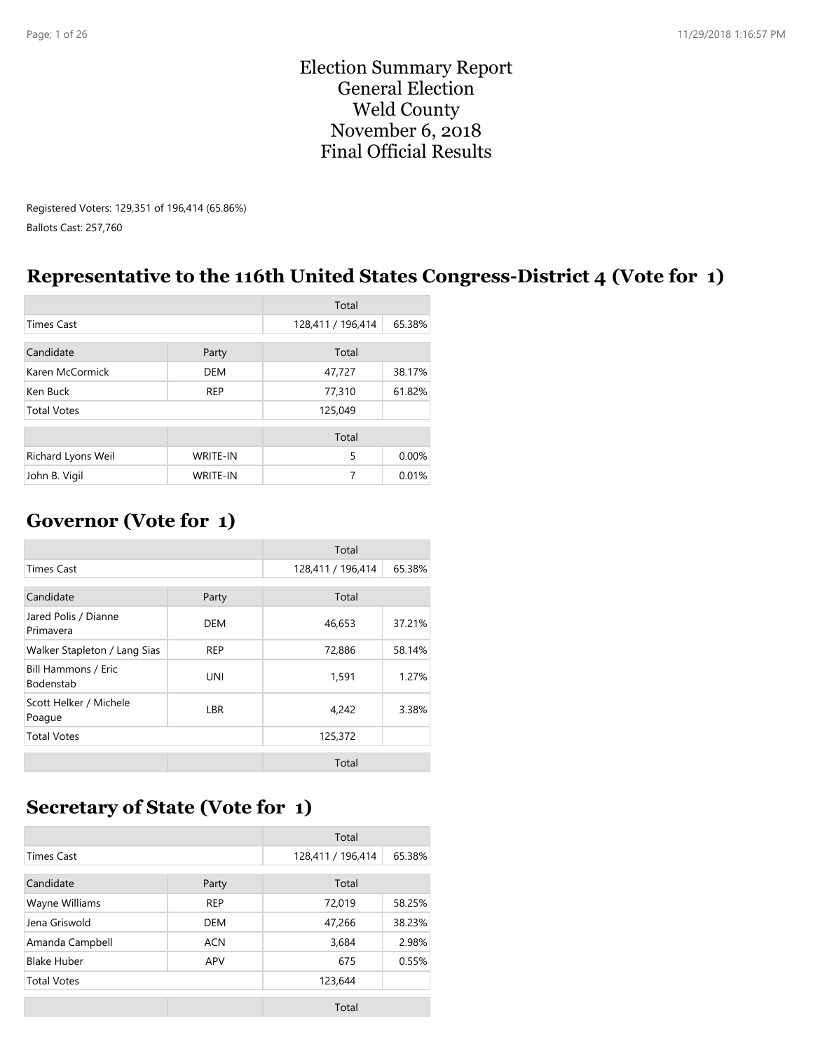# Election Summary Report
# General Election
# Weld County
# November 6, 2018
# Final Official Results

Registered Voters: 129,351 of 196,414 (65.86%)

Ballots Cast: 257,760

## Representative to the 116th United States Congress-District 4 (Vote for 1)

| | | Total | |
|---|---|---|---|
| Times Cast | | 128,411 / 196,414 | 65.38% |

| Candidate | Party | Total | |
|---|---|---|---|
| Karen McCormick | DEM | 47,727 | 38.17% |
| Ken Buck | REP | 77,310 | 61.82% |
| Total Votes | | 125,049 | |

| | | Total | |
|---|---|---|---|
| Richard Lyons Weil | WRITE-IN | 5 | 0.00% |
| John B. Vigil | WRITE-IN | 7 | 0.01% |

## Governor (Vote for 1)

| | | Total | |
|---|---|---|---|
| Times Cast | | 128,411 / 196,414 | 65.38% |

| Candidate | Party | Total | |
|---|---|---|---|
| Jared Polis / Dianne Primavera | DEM | 46,653 | 37.21% |
| Walker Stapleton / Lang Sias | REP | 72,886 | 58.14% |
| Bill Hammons / Eric Bodenstab | UNI | 1,591 | 1.27% |
| Scott Helker / Michele Poague | LBR | 4,242 | 3.38% |
| Total Votes | | 125,372 | |

| | | Total |
|---|---|---|

## Secretary of State (Vote for 1)

| | | Total | |
|---|---|---|---|
| Times Cast | | 128,411 / 196,414 | 65.38% |

| Candidate | Party | Total | |
|---|---|---|---|
| Wayne Williams | REP | 72,019 | 58.25% |
| Jena Griswold | DEM | 47,266 | 38.23% |
| Amanda Campbell | ACN | 3,684 | 2.98% |
| Blake Huber | APV | 675 | 0.55% |
| Total Votes | | 123,644 | |

| | | Total |
|---|---|---|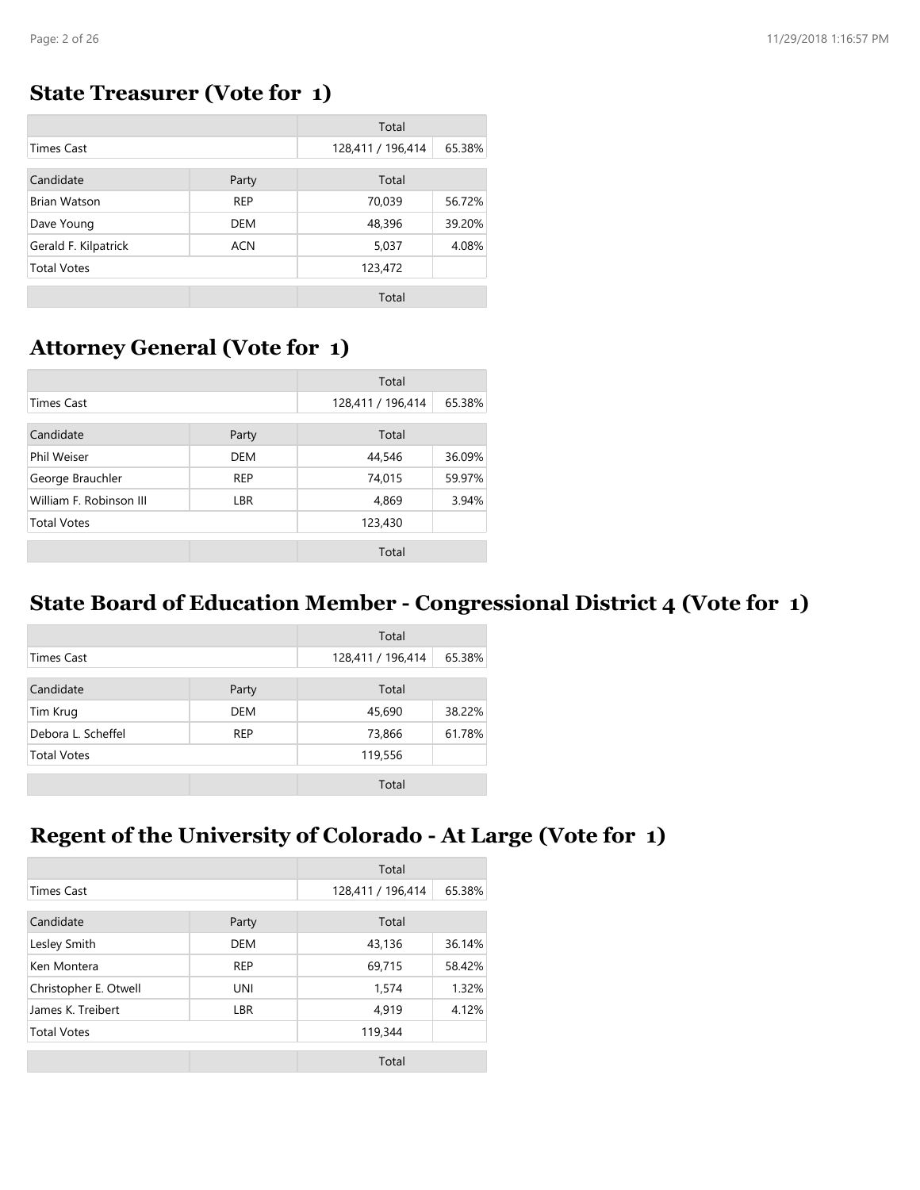## State Treasurer (Vote for 1)

| | | Total | |
|---|---|---|---|
| Times Cast | | 128,411 / 196,414 | 65.38% |
| Candidate | Party | Total | |
| Brian Watson | REP | 70,039 | 56.72% |
| Dave Young | DEM | 48,396 | 39.20% |
| Gerald F. Kilpatrick | ACN | 5,037 | 4.08% |
| Total Votes | | 123,472 | |
| | | Total | |

## Attorney General (Vote for 1)

| | | Total | |
|---|---|---|---|
| Times Cast | | 128,411 / 196,414 | 65.38% |
| Candidate | Party | Total | |
| Phil Weiser | DEM | 44,546 | 36.09% |
| George Brauchler | REP | 74,015 | 59.97% |
| William F. Robinson III | LBR | 4,869 | 3.94% |
| Total Votes | | 123,430 | |
| | | Total | |

## State Board of Education Member - Congressional District 4 (Vote for 1)

| | | Total | |
|---|---|---|---|
| Times Cast | | 128,411 / 196,414 | 65.38% |
| Candidate | Party | Total | |
| Tim Krug | DEM | 45,690 | 38.22% |
| Debora L. Scheffel | REP | 73,866 | 61.78% |
| Total Votes | | 119,556 | |
| | | Total | |

## Regent of the University of Colorado - At Large (Vote for 1)

| | | Total | |
|---|---|---|---|
| Times Cast | | 128,411 / 196,414 | 65.38% |
| Candidate | Party | Total | |
| Lesley Smith | DEM | 43,136 | 36.14% |
| Ken Montera | REP | 69,715 | 58.42% |
| Christopher E. Otwell | UNI | 1,574 | 1.32% |
| James K. Treibert | LBR | 4,919 | 4.12% |
| Total Votes | | 119,344 | |
| | | Total | |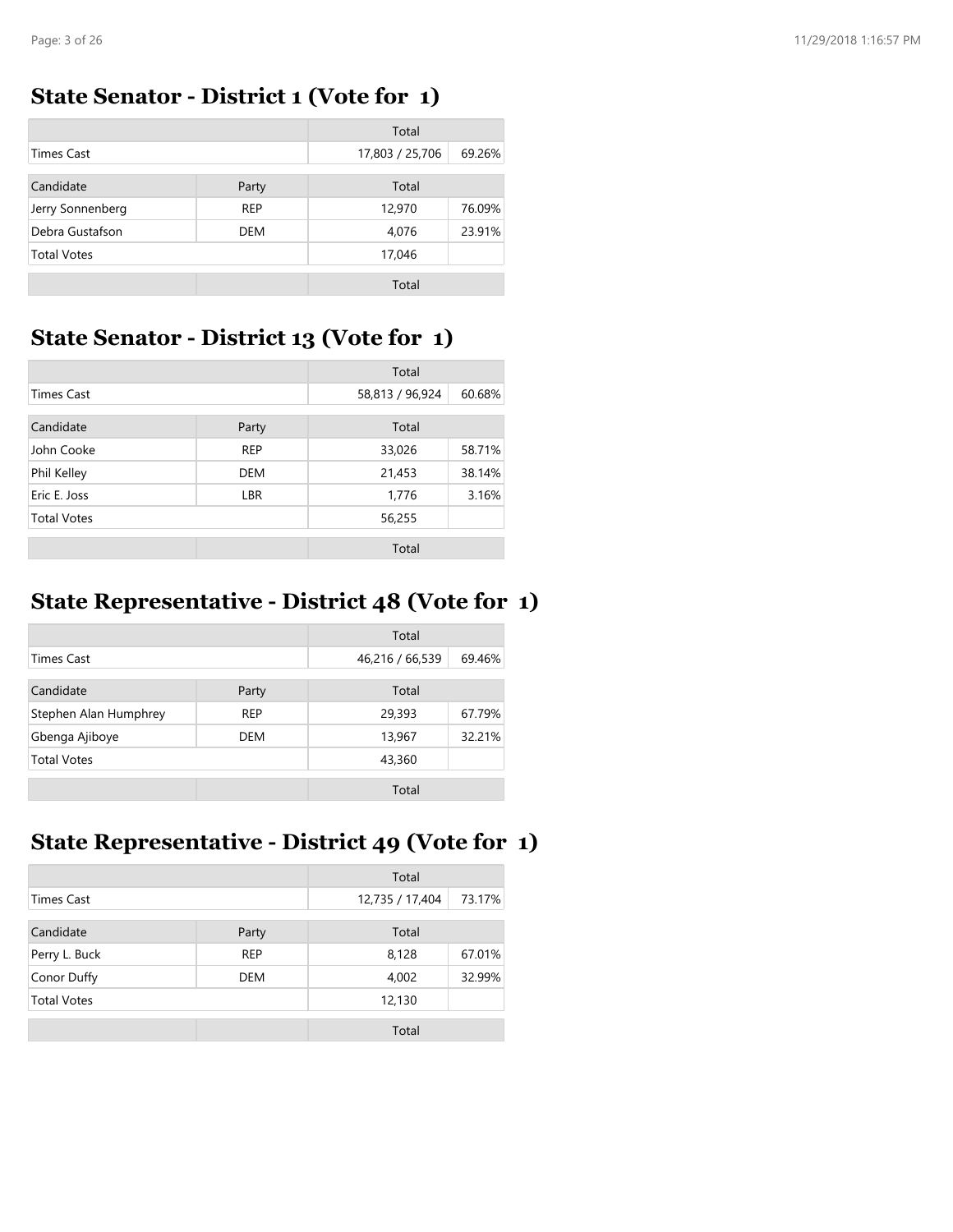## State Senator - District 1 (Vote for 1)

| | | Total | |
|---|---|---|---|
| Times Cast | | 17,803 / 25,706 | 69.26% |
| Candidate | Party | Total | |
| Jerry Sonnenberg | REP | 12,970 | 76.09% |
| Debra Gustafson | DEM | 4,076 | 23.91% |
| Total Votes | | 17,046 | |
| | | Total | |

## State Senator - District 13 (Vote for 1)

| | | Total | |
|---|---|---|---|
| Times Cast | | 58,813 / 96,924 | 60.68% |
| Candidate | Party | Total | |
| John Cooke | REP | 33,026 | 58.71% |
| Phil Kelley | DEM | 21,453 | 38.14% |
| Eric E. Joss | LBR | 1,776 | 3.16% |
| Total Votes | | 56,255 | |
| | | Total | |

## State Representative - District 48 (Vote for 1)

| | | Total | |
|---|---|---|---|
| Times Cast | | 46,216 / 66,539 | 69.46% |
| Candidate | Party | Total | |
| Stephen Alan Humphrey | REP | 29,393 | 67.79% |
| Gbenga Ajiboye | DEM | 13,967 | 32.21% |
| Total Votes | | 43,360 | |
| | | Total | |

## State Representative - District 49 (Vote for 1)

| | | Total | |
|---|---|---|---|
| Times Cast | | 12,735 / 17,404 | 73.17% |
| Candidate | Party | Total | |
| Perry L. Buck | REP | 8,128 | 67.01% |
| Conor Duffy | DEM | 4,002 | 32.99% |
| Total Votes | | 12,130 | |
| | | Total | |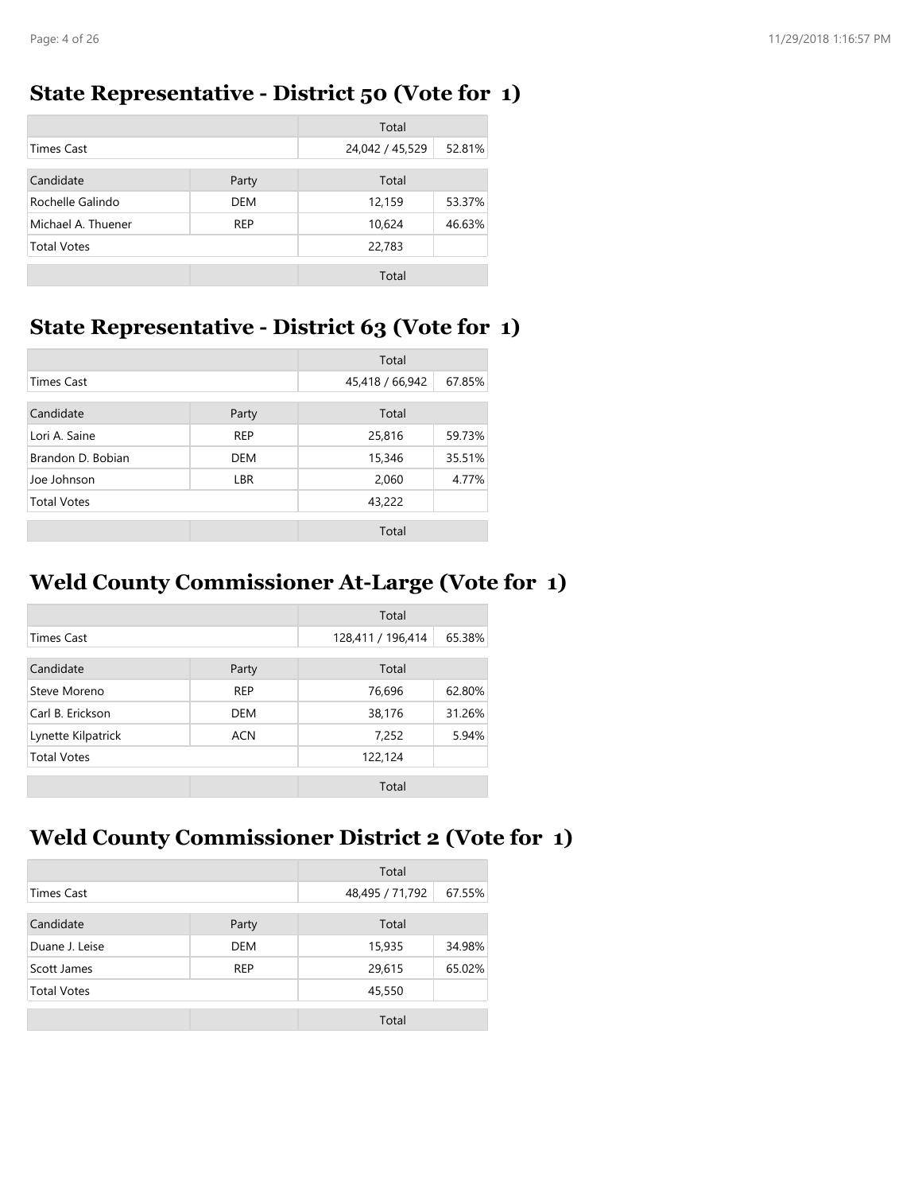## State Representative - District 50 (Vote for 1)

| | | Total | |
|---|---|---|---|
| Times Cast | | 24,042 / 45,529 | 52.81% |
| Candidate | Party | Total | |
| Rochelle Galindo | DEM | 12,159 | 53.37% |
| Michael A. Thuener | REP | 10,624 | 46.63% |
| Total Votes | | 22,783 | |
| | | Total | |

## State Representative - District 63 (Vote for 1)

| | | Total | |
|---|---|---|---|
| Times Cast | | 45,418 / 66,942 | 67.85% |
| Candidate | Party | Total | |
| Lori A. Saine | REP | 25,816 | 59.73% |
| Brandon D. Bobian | DEM | 15,346 | 35.51% |
| Joe Johnson | LBR | 2,060 | 4.77% |
| Total Votes | | 43,222 | |
| | | Total | |

## Weld County Commissioner At-Large (Vote for 1)

| | | Total | |
|---|---|---|---|
| Times Cast | | 128,411 / 196,414 | 65.38% |
| Candidate | Party | Total | |
| Steve Moreno | REP | 76,696 | 62.80% |
| Carl B. Erickson | DEM | 38,176 | 31.26% |
| Lynette Kilpatrick | ACN | 7,252 | 5.94% |
| Total Votes | | 122,124 | |
| | | Total | |

## Weld County Commissioner District 2 (Vote for 1)

| | | Total | |
|---|---|---|---|
| Times Cast | | 48,495 / 71,792 | 67.55% |
| Candidate | Party | Total | |
| Duane J. Leise | DEM | 15,935 | 34.98% |
| Scott James | REP | 29,615 | 65.02% |
| Total Votes | | 45,550 | |
| | | Total | |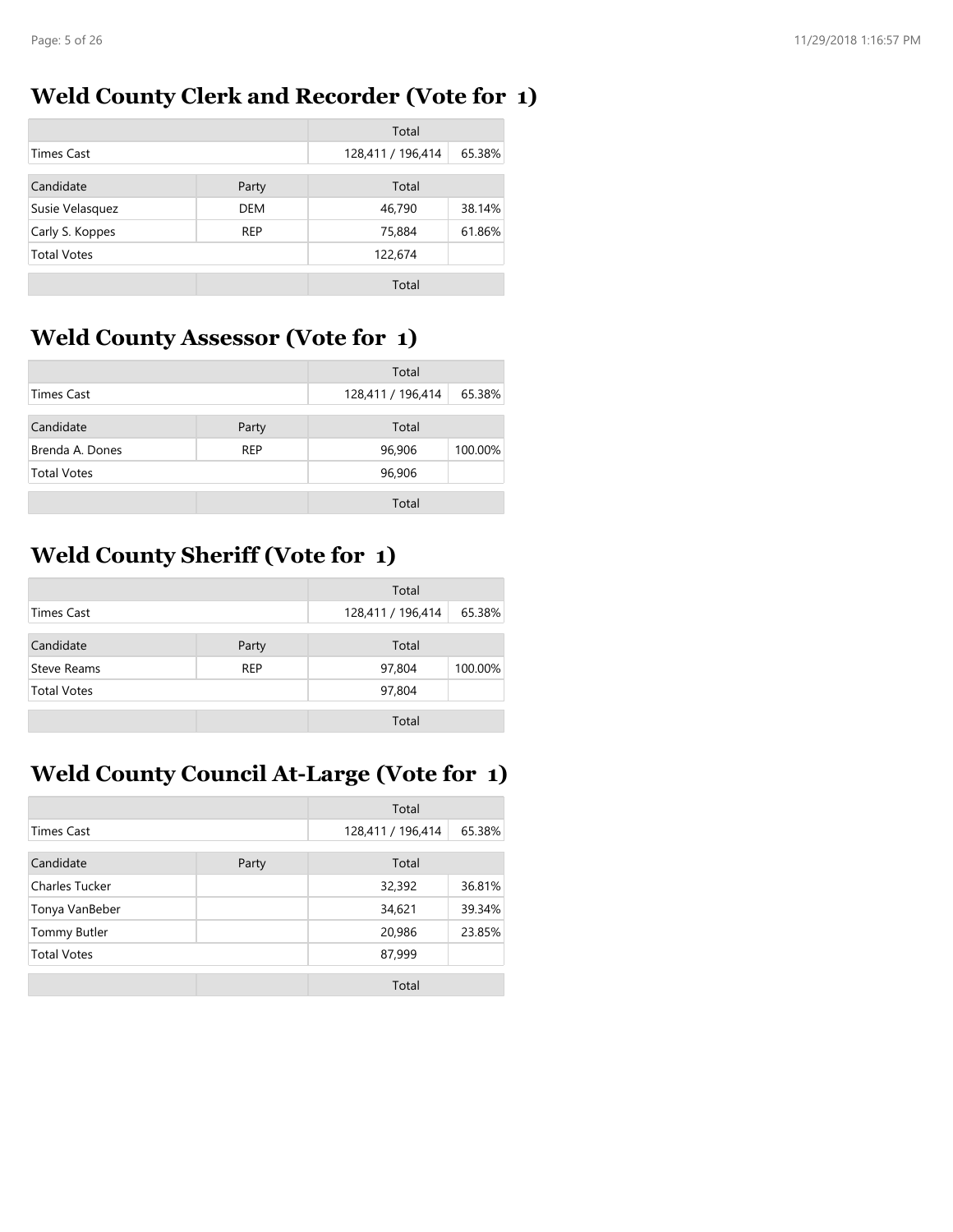## Weld County Clerk and Recorder (Vote for 1)

| | | Total | |
|---|---|---|---|
| Times Cast | | 128,411 / 196,414 | 65.38% |
| Candidate | Party | Total | |
| Susie Velasquez | DEM | 46,790 | 38.14% |
| Carly S. Koppes | REP | 75,884 | 61.86% |
| Total Votes | | 122,674 | |
| | | Total | |

## Weld County Assessor (Vote for 1)

| | | Total | |
|---|---|---|---|
| Times Cast | | 128,411 / 196,414 | 65.38% |
| Candidate | Party | Total | |
| Brenda A. Dones | REP | 96,906 | 100.00% |
| Total Votes | | 96,906 | |
| | | Total | |

## Weld County Sheriff (Vote for 1)

| | | Total | |
|---|---|---|---|
| Times Cast | | 128,411 / 196,414 | 65.38% |
| Candidate | Party | Total | |
| Steve Reams | REP | 97,804 | 100.00% |
| Total Votes | | 97,804 | |
| | | Total | |

## Weld County Council At-Large (Vote for 1)

| | | Total | |
|---|---|---|---|
| Times Cast | | 128,411 / 196,414 | 65.38% |
| Candidate | Party | Total | |
| Charles Tucker | | 32,392 | 36.81% |
| Tonya VanBeber | | 34,621 | 39.34% |
| Tommy Butler | | 20,986 | 23.85% |
| Total Votes | | 87,999 | |
| | | Total | |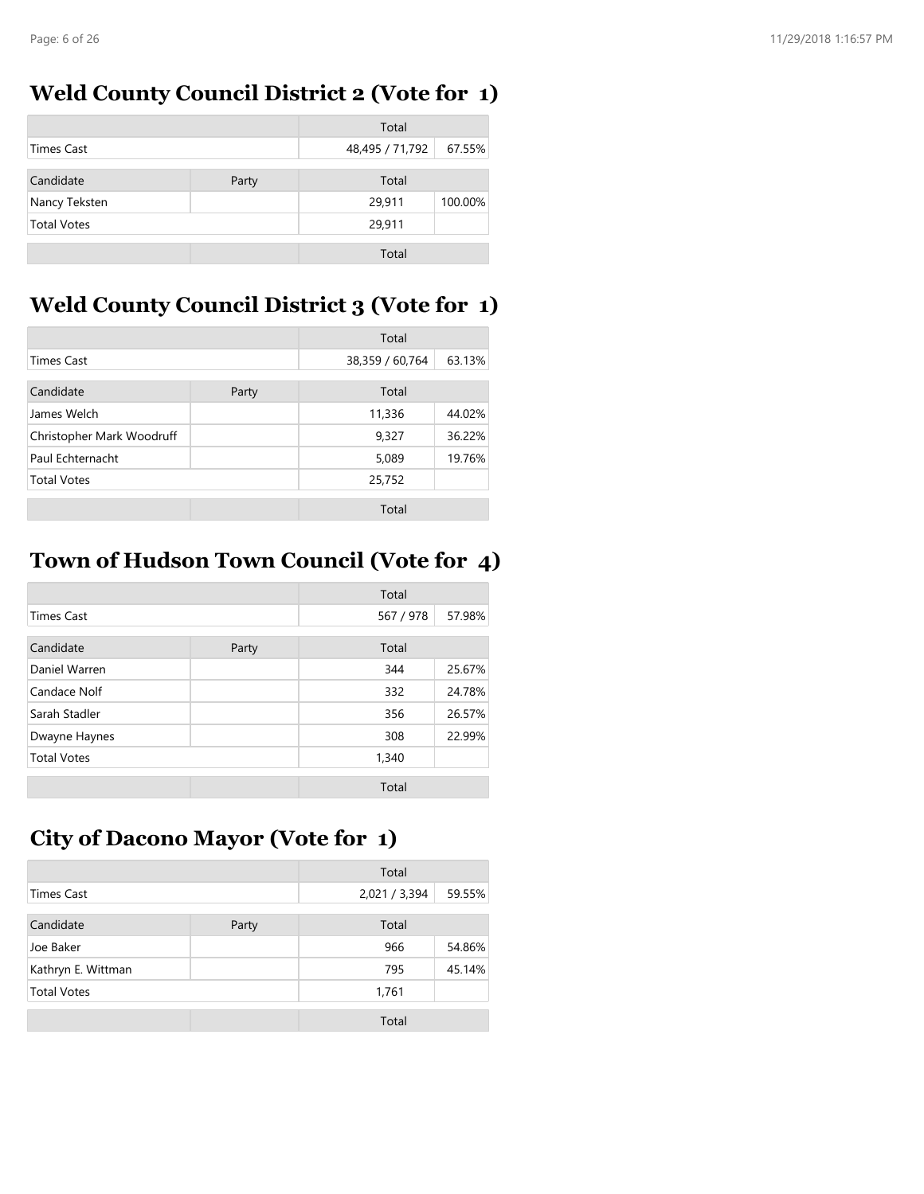## Weld County Council District 2 (Vote for 1)

| | | Total | |
|---|---|---|---|
| Times Cast | | 48,495 / 71,792 | 67.55% |
| Candidate | Party | Total | |
| Nancy Teksten | | 29,911 | 100.00% |
| Total Votes | | 29,911 | |
| | | Total | |

## Weld County Council District 3 (Vote for 1)

| | | Total | |
|---|---|---|---|
| Times Cast | | 38,359 / 60,764 | 63.13% |
| Candidate | Party | Total | |
| James Welch | | 11,336 | 44.02% |
| Christopher Mark Woodruff | | 9,327 | 36.22% |
| Paul Echternacht | | 5,089 | 19.76% |
| Total Votes | | 25,752 | |
| | | Total | |

## Town of Hudson Town Council (Vote for 4)

| | | Total | |
|---|---|---|---|
| Times Cast | | 567 / 978 | 57.98% |
| Candidate | Party | Total | |
| Daniel Warren | | 344 | 25.67% |
| Candace Nolf | | 332 | 24.78% |
| Sarah Stadler | | 356 | 26.57% |
| Dwayne Haynes | | 308 | 22.99% |
| Total Votes | | 1,340 | |
| | | Total | |

## City of Dacono Mayor (Vote for 1)

| | | Total | |
|---|---|---|---|
| Times Cast | | 2,021 / 3,394 | 59.55% |
| Candidate | Party | Total | |
| Joe Baker | | 966 | 54.86% |
| Kathryn E. Wittman | | 795 | 45.14% |
| Total Votes | | 1,761 | |
| | | Total | |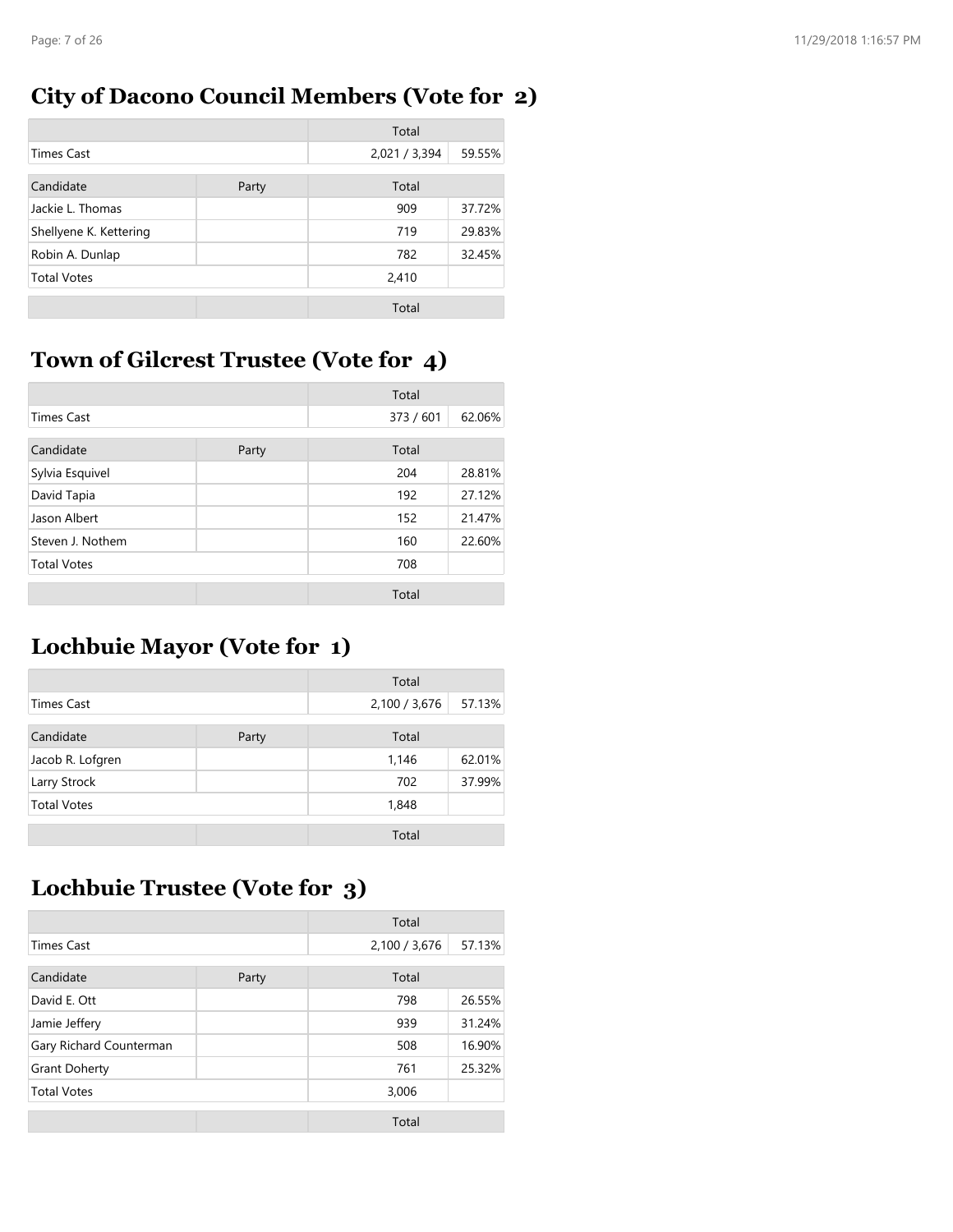## City of Dacono Council Members (Vote for 2)

| | | Total | |
|---|---|---|---|
| Times Cast | | 2,021 / 3,394 | 59.55% |
| Candidate | Party | Total | |
| Jackie L. Thomas | | 909 | 37.72% |
| Shellyene K. Kettering | | 719 | 29.83% |
| Robin A. Dunlap | | 782 | 32.45% |
| Total Votes | | 2,410 | |
| | | Total | |

## Town of Gilcrest Trustee (Vote for 4)

| | | Total | |
|---|---|---|---|
| Times Cast | | 373 / 601 | 62.06% |
| Candidate | Party | Total | |
| Sylvia Esquivel | | 204 | 28.81% |
| David Tapia | | 192 | 27.12% |
| Jason Albert | | 152 | 21.47% |
| Steven J. Nothem | | 160 | 22.60% |
| Total Votes | | 708 | |
| | | Total | |

## Lochbuie Mayor (Vote for 1)

| | | Total | |
|---|---|---|---|
| Times Cast | | 2,100 / 3,676 | 57.13% |
| Candidate | Party | Total | |
| Jacob R. Lofgren | | 1,146 | 62.01% |
| Larry Strock | | 702 | 37.99% |
| Total Votes | | 1,848 | |
| | | Total | |

## Lochbuie Trustee (Vote for 3)

| | | Total | |
|---|---|---|---|
| Times Cast | | 2,100 / 3,676 | 57.13% |
| Candidate | Party | Total | |
| David E. Ott | | 798 | 26.55% |
| Jamie Jeffery | | 939 | 31.24% |
| Gary Richard Counterman | | 508 | 16.90% |
| Grant Doherty | | 761 | 25.32% |
| Total Votes | | 3,006 | |
| | | Total | |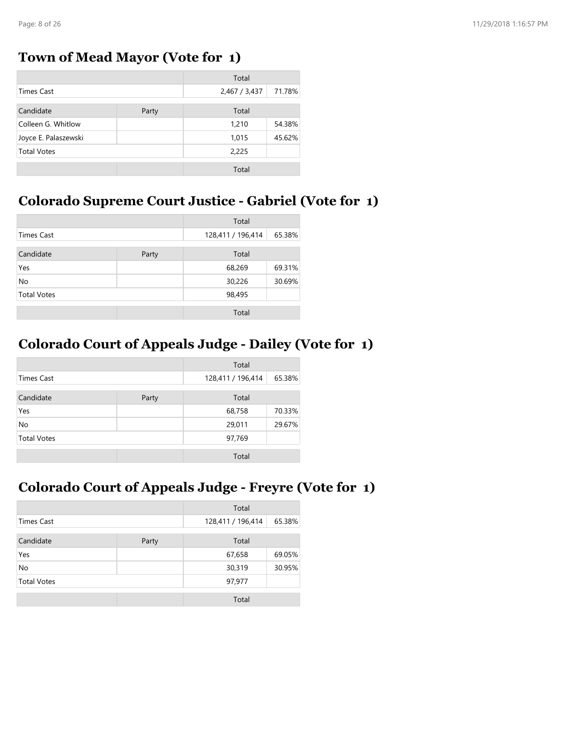## Town of Mead Mayor (Vote for 1)

| | | Total | |
|---|---|---|---|
| Times Cast | | 2,467 / 3,437 | 71.78% |
| Candidate | Party | Total | |
| Colleen G. Whitlow | | 1,210 | 54.38% |
| Joyce E. Palaszewski | | 1,015 | 45.62% |
| Total Votes | | 2,225 | |
| | | Total | |

## Colorado Supreme Court Justice - Gabriel (Vote for 1)

| | | Total | |
|---|---|---|---|
| Times Cast | | 128,411 / 196,414 | 65.38% |
| Candidate | Party | Total | |
| Yes | | 68,269 | 69.31% |
| No | | 30,226 | 30.69% |
| Total Votes | | 98,495 | |
| | | Total | |

## Colorado Court of Appeals Judge - Dailey (Vote for 1)

| | | Total | |
|---|---|---|---|
| Times Cast | | 128,411 / 196,414 | 65.38% |
| Candidate | Party | Total | |
| Yes | | 68,758 | 70.33% |
| No | | 29,011 | 29.67% |
| Total Votes | | 97,769 | |
| | | Total | |

## Colorado Court of Appeals Judge - Freyre (Vote for 1)

| | | Total | |
|---|---|---|---|
| Times Cast | | 128,411 / 196,414 | 65.38% |
| Candidate | Party | Total | |
| Yes | | 67,658 | 69.05% |
| No | | 30,319 | 30.95% |
| Total Votes | | 97,977 | |
| | | Total | |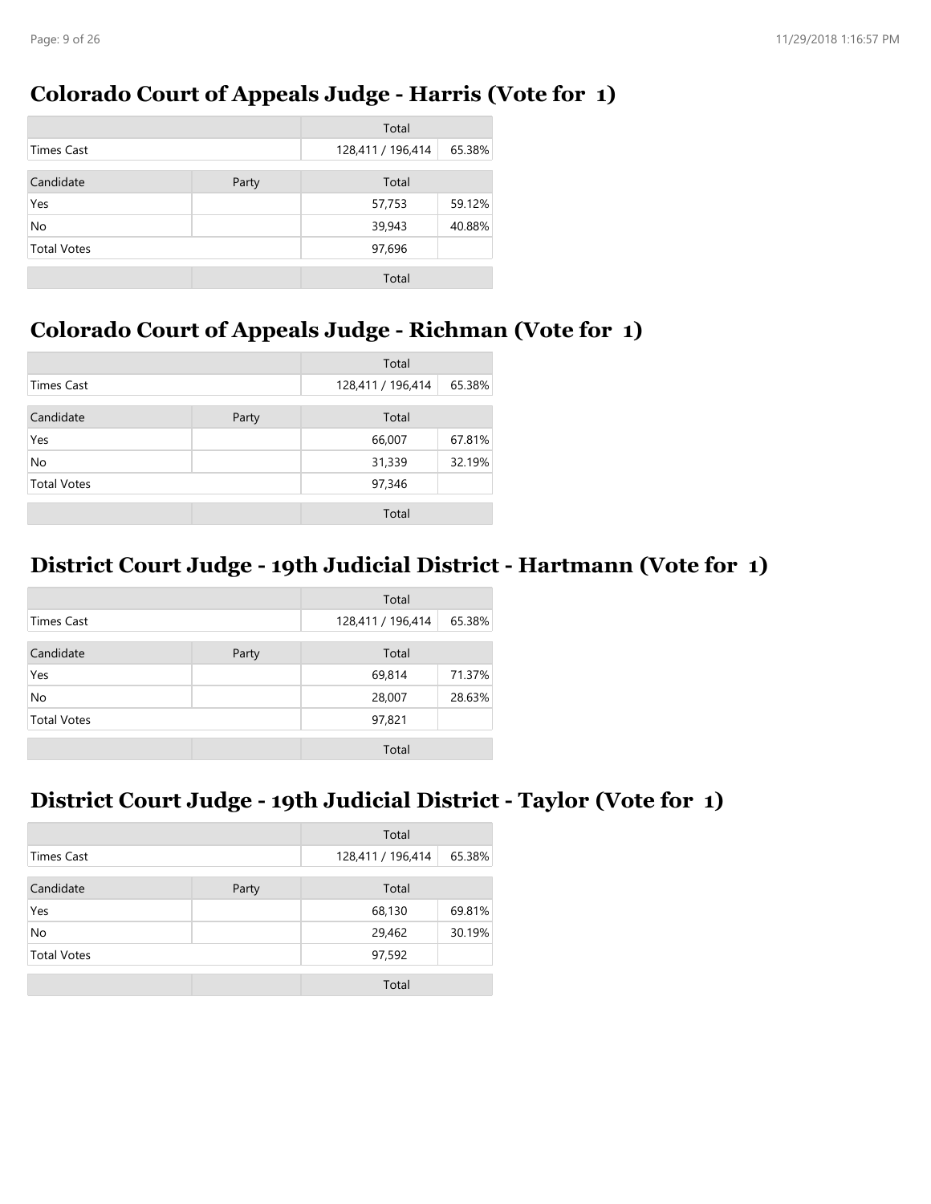## Colorado Court of Appeals Judge - Harris (Vote for 1)

| | | Total | |
|---|---|---|---|
| Times Cast | | 128,411 / 196,414 | 65.38% |
| Candidate | Party | Total | |
| Yes | | 57,753 | 59.12% |
| No | | 39,943 | 40.88% |
| Total Votes | | 97,696 | |
| | | Total | |

## Colorado Court of Appeals Judge - Richman (Vote for 1)

| | | Total | |
|---|---|---|---|
| Times Cast | | 128,411 / 196,414 | 65.38% |
| Candidate | Party | Total | |
| Yes | | 66,007 | 67.81% |
| No | | 31,339 | 32.19% |
| Total Votes | | 97,346 | |
| | | Total | |

## District Court Judge - 19th Judicial District - Hartmann (Vote for 1)

| | | Total | |
|---|---|---|---|
| Times Cast | | 128,411 / 196,414 | 65.38% |
| Candidate | Party | Total | |
| Yes | | 69,814 | 71.37% |
| No | | 28,007 | 28.63% |
| Total Votes | | 97,821 | |
| | | Total | |

## District Court Judge - 19th Judicial District - Taylor (Vote for 1)

| | | Total | |
|---|---|---|---|
| Times Cast | | 128,411 / 196,414 | 65.38% |
| Candidate | Party | Total | |
| Yes | | 68,130 | 69.81% |
| No | | 29,462 | 30.19% |
| Total Votes | | 97,592 | |
| | | Total | |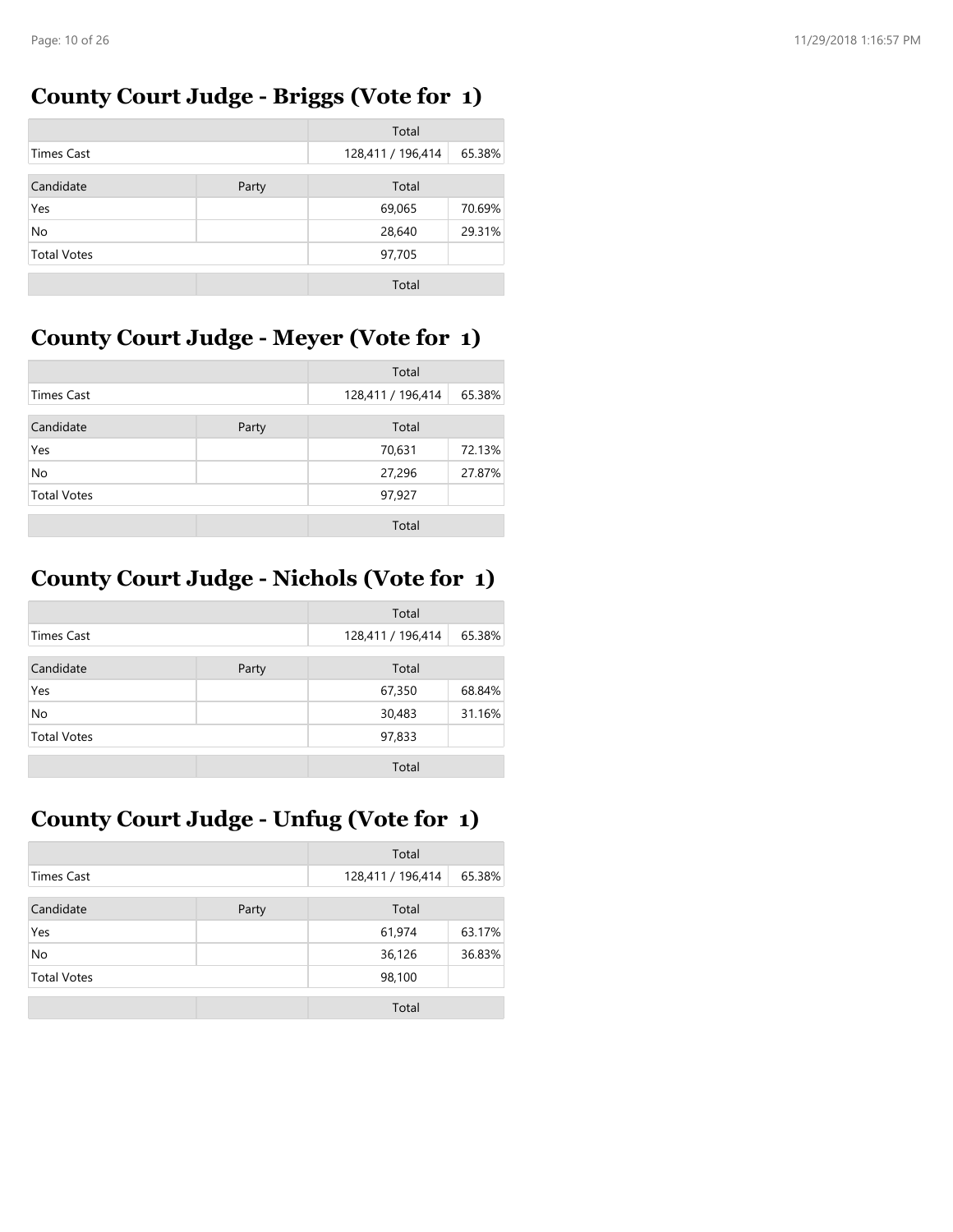## County Court Judge - Briggs (Vote for 1)

| | | Total | |
|---|---|---|---|
| Times Cast | | 128,411 / 196,414 | 65.38% |

| Candidate | Party | Total | |
|---|---|---|---|
| Yes | | 69,065 | 70.69% |
| No | | 28,640 | 29.31% |
| Total Votes | | 97,705 | |
| | | Total | |

## County Court Judge - Meyer (Vote for 1)

| | | Total | |
|---|---|---|---|
| Times Cast | | 128,411 / 196,414 | 65.38% |

| Candidate | Party | Total | |
|---|---|---|---|
| Yes | | 70,631 | 72.13% |
| No | | 27,296 | 27.87% |
| Total Votes | | 97,927 | |
| | | Total | |

## County Court Judge - Nichols (Vote for 1)

| | | Total | |
|---|---|---|---|
| Times Cast | | 128,411 / 196,414 | 65.38% |

| Candidate | Party | Total | |
|---|---|---|---|
| Yes | | 67,350 | 68.84% |
| No | | 30,483 | 31.16% |
| Total Votes | | 97,833 | |
| | | Total | |

## County Court Judge - Unfug (Vote for 1)

| | | Total | |
|---|---|---|---|
| Times Cast | | 128,411 / 196,414 | 65.38% |

| Candidate | Party | Total | |
|---|---|---|---|
| Yes | | 61,974 | 63.17% |
| No | | 36,126 | 36.83% |
| Total Votes | | 98,100 | |
| | | Total | |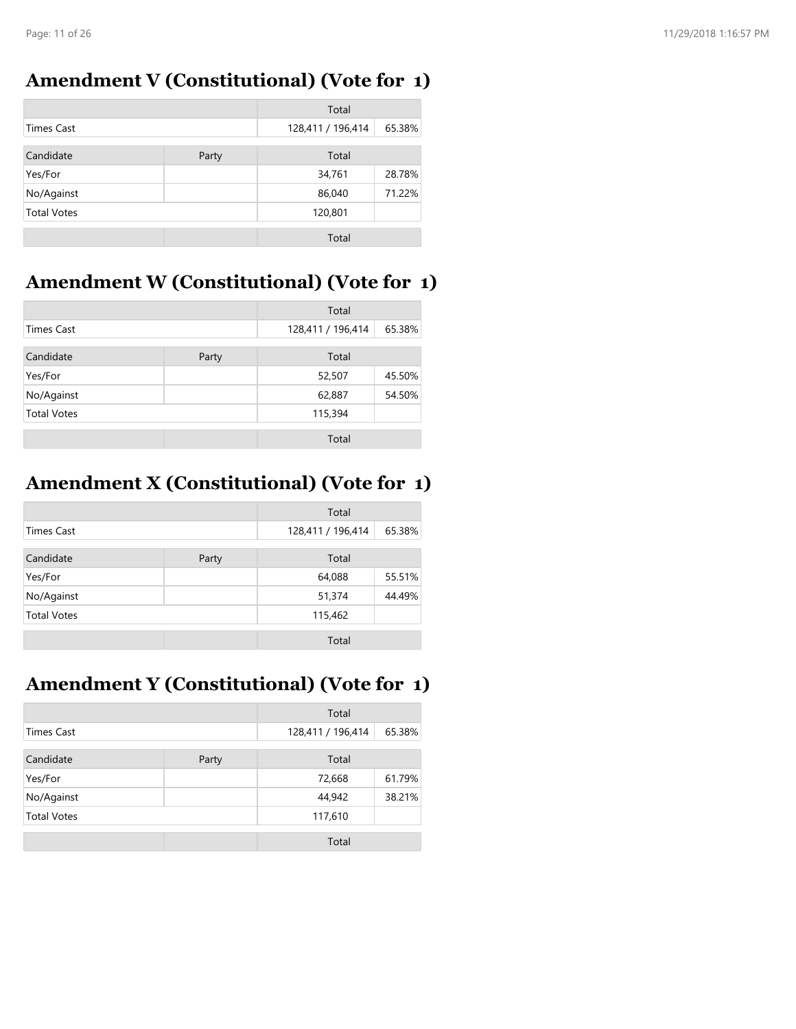## Amendment V (Constitutional) (Vote for 1)

| | | Total | |
|---|---|---|---|
| Times Cast | | 128,411 / 196,414 | 65.38% |

| Candidate | Party | Total | |
|---|---|---|---|
| Yes/For | | 34,761 | 28.78% |
| No/Against | | 86,040 | 71.22% |
| Total Votes | | 120,801 | |
| | | Total | |

## Amendment W (Constitutional) (Vote for 1)

| | | Total | |
|---|---|---|---|
| Times Cast | | 128,411 / 196,414 | 65.38% |

| Candidate | Party | Total | |
|---|---|---|---|
| Yes/For | | 52,507 | 45.50% |
| No/Against | | 62,887 | 54.50% |
| Total Votes | | 115,394 | |
| | | Total | |

## Amendment X (Constitutional) (Vote for 1)

| | | Total | |
|---|---|---|---|
| Times Cast | | 128,411 / 196,414 | 65.38% |

| Candidate | Party | Total | |
|---|---|---|---|
| Yes/For | | 64,088 | 55.51% |
| No/Against | | 51,374 | 44.49% |
| Total Votes | | 115,462 | |
| | | Total | |

## Amendment Y (Constitutional) (Vote for 1)

| | | Total | |
|---|---|---|---|
| Times Cast | | 128,411 / 196,414 | 65.38% |

| Candidate | Party | Total | |
|---|---|---|---|
| Yes/For | | 72,668 | 61.79% |
| No/Against | | 44,942 | 38.21% |
| Total Votes | | 117,610 | |
| | | Total | |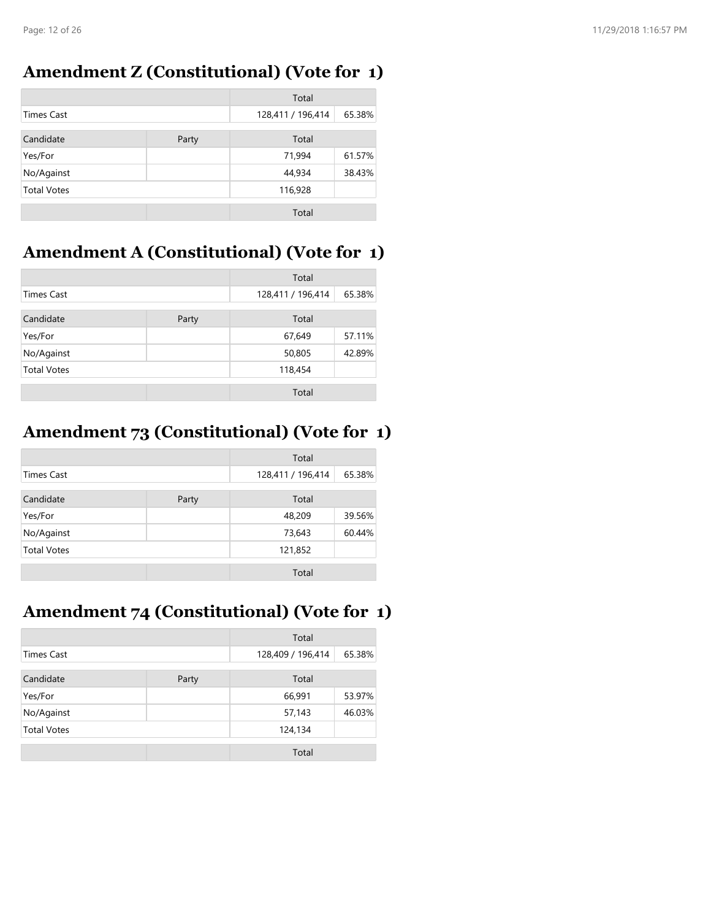## Amendment Z (Constitutional) (Vote for 1)

| | | Total | |
|---|---|---|---|
| Times Cast | | 128,411 / 196,414 | 65.38% |

| Candidate | Party | Total | |
|---|---|---|---|
| Yes/For | | 71,994 | 61.57% |
| No/Against | | 44,934 | 38.43% |
| Total Votes | | 116,928 | |
| | | Total | |

## Amendment A (Constitutional) (Vote for 1)

| | | Total | |
|---|---|---|---|
| Times Cast | | 128,411 / 196,414 | 65.38% |

| Candidate | Party | Total | |
|---|---|---|---|
| Yes/For | | 67,649 | 57.11% |
| No/Against | | 50,805 | 42.89% |
| Total Votes | | 118,454 | |
| | | Total | |

## Amendment 73 (Constitutional) (Vote for 1)

| | | Total | |
|---|---|---|---|
| Times Cast | | 128,411 / 196,414 | 65.38% |

| Candidate | Party | Total | |
|---|---|---|---|
| Yes/For | | 48,209 | 39.56% |
| No/Against | | 73,643 | 60.44% |
| Total Votes | | 121,852 | |
| | | Total | |

## Amendment 74 (Constitutional) (Vote for 1)

| | | Total | |
|---|---|---|---|
| Times Cast | | 128,409 / 196,414 | 65.38% |

| Candidate | Party | Total | |
|---|---|---|---|
| Yes/For | | 66,991 | 53.97% |
| No/Against | | 57,143 | 46.03% |
| Total Votes | | 124,134 | |
| | | Total | |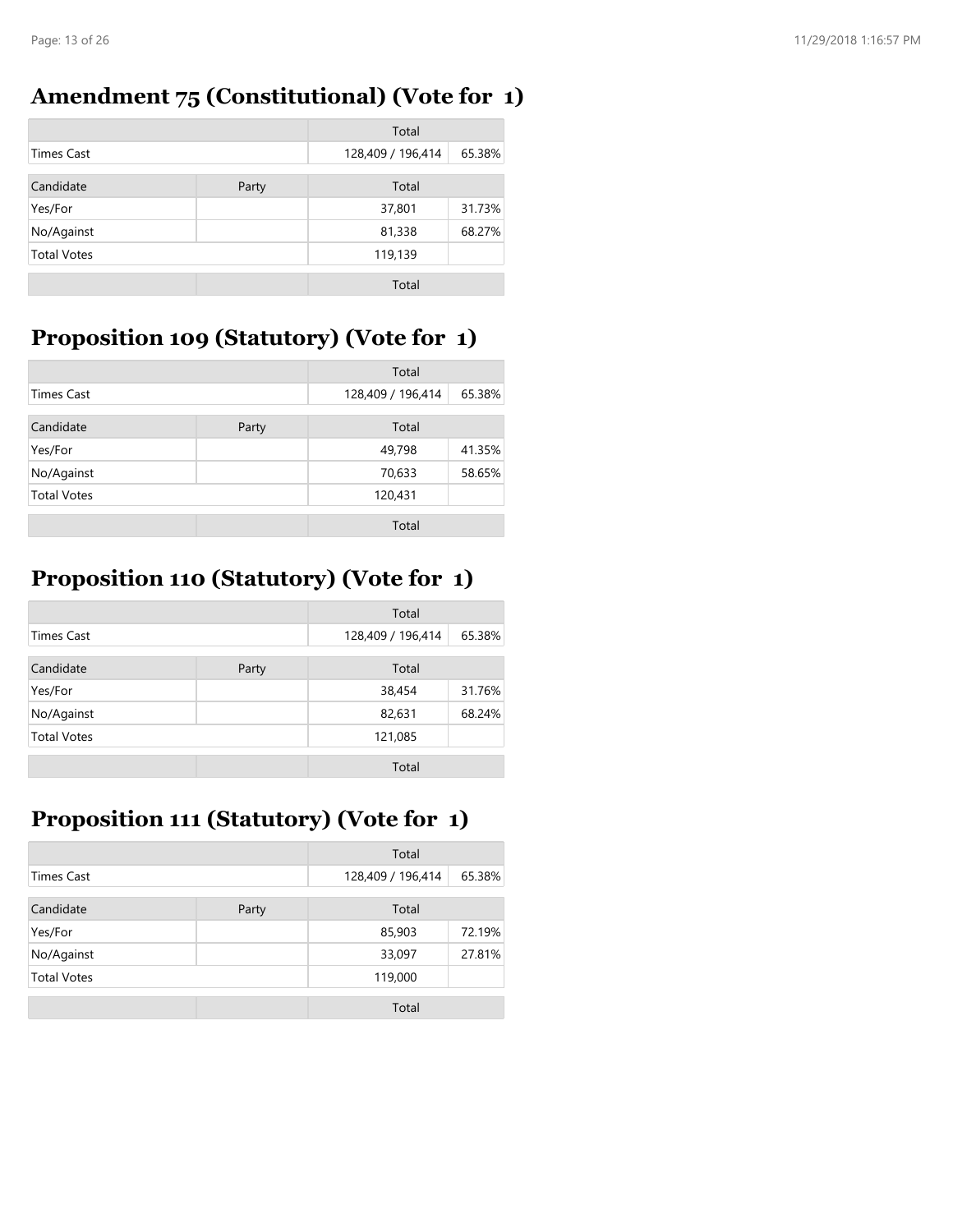## Amendment 75 (Constitutional) (Vote for 1)

| | | Total | |
|---|---|---|---|
| Times Cast | | 128,409 / 196,414 | 65.38% |
| Candidate | Party | Total | |
| Yes/For | | 37,801 | 31.73% |
| No/Against | | 81,338 | 68.27% |
| Total Votes | | 119,139 | |
| | | Total | |

## Proposition 109 (Statutory) (Vote for 1)

| | | Total | |
|---|---|---|---|
| Times Cast | | 128,409 / 196,414 | 65.38% |
| Candidate | Party | Total | |
| Yes/For | | 49,798 | 41.35% |
| No/Against | | 70,633 | 58.65% |
| Total Votes | | 120,431 | |
| | | Total | |

## Proposition 110 (Statutory) (Vote for 1)

| | | Total | |
|---|---|---|---|
| Times Cast | | 128,409 / 196,414 | 65.38% |
| Candidate | Party | Total | |
| Yes/For | | 38,454 | 31.76% |
| No/Against | | 82,631 | 68.24% |
| Total Votes | | 121,085 | |
| | | Total | |

## Proposition 111 (Statutory) (Vote for 1)

| | | Total | |
|---|---|---|---|
| Times Cast | | 128,409 / 196,414 | 65.38% |
| Candidate | Party | Total | |
| Yes/For | | 85,903 | 72.19% |
| No/Against | | 33,097 | 27.81% |
| Total Votes | | 119,000 | |
| | | Total | |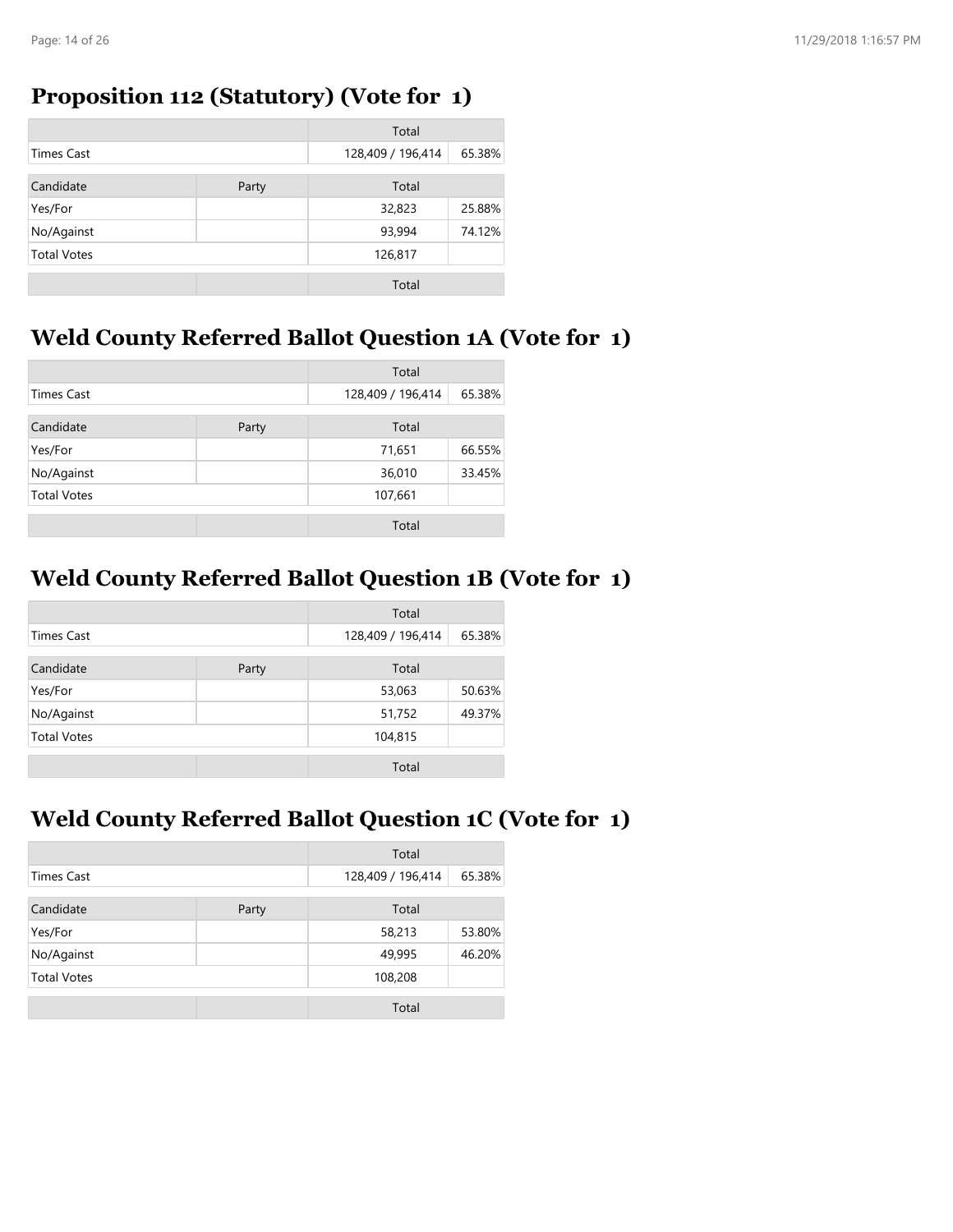## Proposition 112 (Statutory) (Vote for 1)

| | | Total | |
|---|---|---|---|
| Times Cast | | 128,409 / 196,414 | 65.38% |

| Candidate | Party | Total | |
|---|---|---|---|
| Yes/For | | 32,823 | 25.88% |
| No/Against | | 93,994 | 74.12% |
| Total Votes | | 126,817 | |
| | | Total | |

## Weld County Referred Ballot Question 1A (Vote for 1)

| | | Total | |
|---|---|---|---|
| Times Cast | | 128,409 / 196,414 | 65.38% |

| Candidate | Party | Total | |
|---|---|---|---|
| Yes/For | | 71,651 | 66.55% |
| No/Against | | 36,010 | 33.45% |
| Total Votes | | 107,661 | |
| | | Total | |

## Weld County Referred Ballot Question 1B (Vote for 1)

| | | Total | |
|---|---|---|---|
| Times Cast | | 128,409 / 196,414 | 65.38% |

| Candidate | Party | Total | |
|---|---|---|---|
| Yes/For | | 53,063 | 50.63% |
| No/Against | | 51,752 | 49.37% |
| Total Votes | | 104,815 | |
| | | Total | |

## Weld County Referred Ballot Question 1C (Vote for 1)

| | | Total | |
|---|---|---|---|
| Times Cast | | 128,409 / 196,414 | 65.38% |

| Candidate | Party | Total | |
|---|---|---|---|
| Yes/For | | 58,213 | 53.80% |
| No/Against | | 49,995 | 46.20% |
| Total Votes | | 108,208 | |
| | | Total | |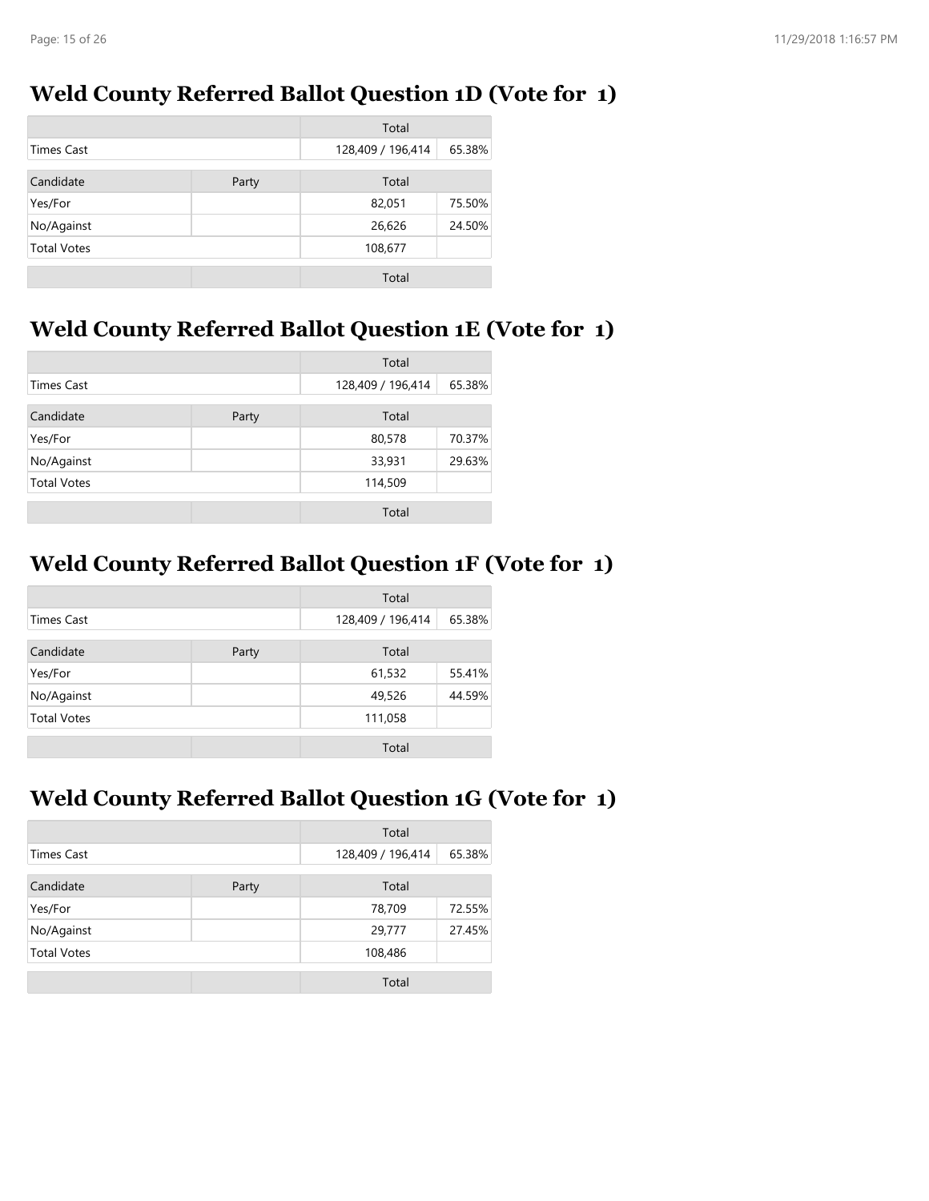## Weld County Referred Ballot Question 1D (Vote for 1)

| | | Total | |
|---|---|---|---|
| Times Cast | | 128,409 / 196,414 | 65.38% |
| Candidate | Party | Total | |
| Yes/For | | 82,051 | 75.50% |
| No/Against | | 26,626 | 24.50% |
| Total Votes | | 108,677 | |
| | | Total | |

## Weld County Referred Ballot Question 1E (Vote for 1)

| | | Total | |
|---|---|---|---|
| Times Cast | | 128,409 / 196,414 | 65.38% |
| Candidate | Party | Total | |
| Yes/For | | 80,578 | 70.37% |
| No/Against | | 33,931 | 29.63% |
| Total Votes | | 114,509 | |
| | | Total | |

## Weld County Referred Ballot Question 1F (Vote for 1)

| | | Total | |
|---|---|---|---|
| Times Cast | | 128,409 / 196,414 | 65.38% |
| Candidate | Party | Total | |
| Yes/For | | 61,532 | 55.41% |
| No/Against | | 49,526 | 44.59% |
| Total Votes | | 111,058 | |
| | | Total | |

## Weld County Referred Ballot Question 1G (Vote for 1)

| | | Total | |
|---|---|---|---|
| Times Cast | | 128,409 / 196,414 | 65.38% |
| Candidate | Party | Total | |
| Yes/For | | 78,709 | 72.55% |
| No/Against | | 29,777 | 27.45% |
| Total Votes | | 108,486 | |
| | | Total | |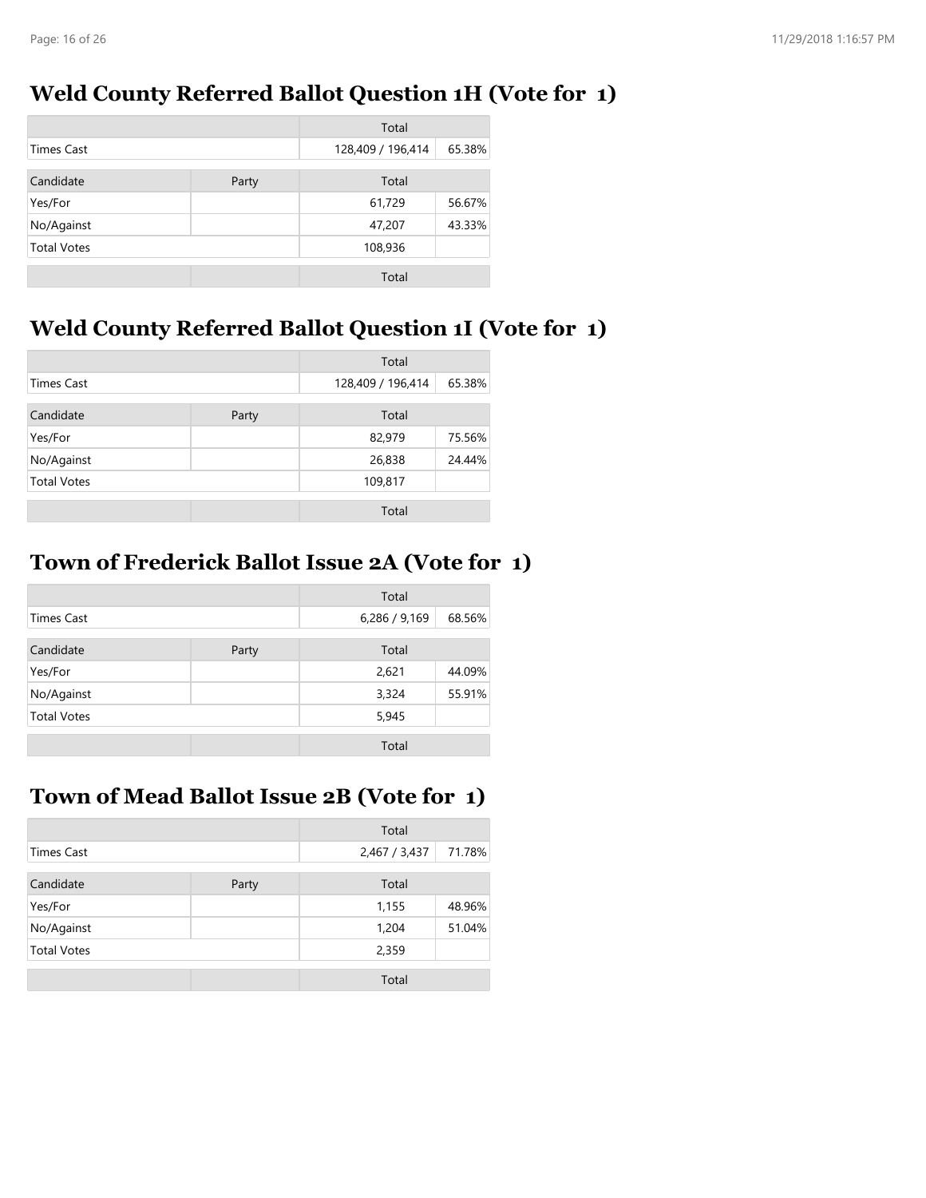## Weld County Referred Ballot Question 1H (Vote for 1)

| | | Total | |
|---|---|---|---|
| Times Cast | | 128,409 / 196,414 | 65.38% |
| Candidate | Party | Total | |
| Yes/For | | 61,729 | 56.67% |
| No/Against | | 47,207 | 43.33% |
| Total Votes | | 108,936 | |
| | | Total | |

## Weld County Referred Ballot Question 1I (Vote for 1)

| | | Total | |
|---|---|---|---|
| Times Cast | | 128,409 / 196,414 | 65.38% |
| Candidate | Party | Total | |
| Yes/For | | 82,979 | 75.56% |
| No/Against | | 26,838 | 24.44% |
| Total Votes | | 109,817 | |
| | | Total | |

## Town of Frederick Ballot Issue 2A (Vote for 1)

| | | Total | |
|---|---|---|---|
| Times Cast | | 6,286 / 9,169 | 68.56% |
| Candidate | Party | Total | |
| Yes/For | | 2,621 | 44.09% |
| No/Against | | 3,324 | 55.91% |
| Total Votes | | 5,945 | |
| | | Total | |

## Town of Mead Ballot Issue 2B (Vote for 1)

| | | Total | |
|---|---|---|---|
| Times Cast | | 2,467 / 3,437 | 71.78% |
| Candidate | Party | Total | |
| Yes/For | | 1,155 | 48.96% |
| No/Against | | 1,204 | 51.04% |
| Total Votes | | 2,359 | |
| | | Total | |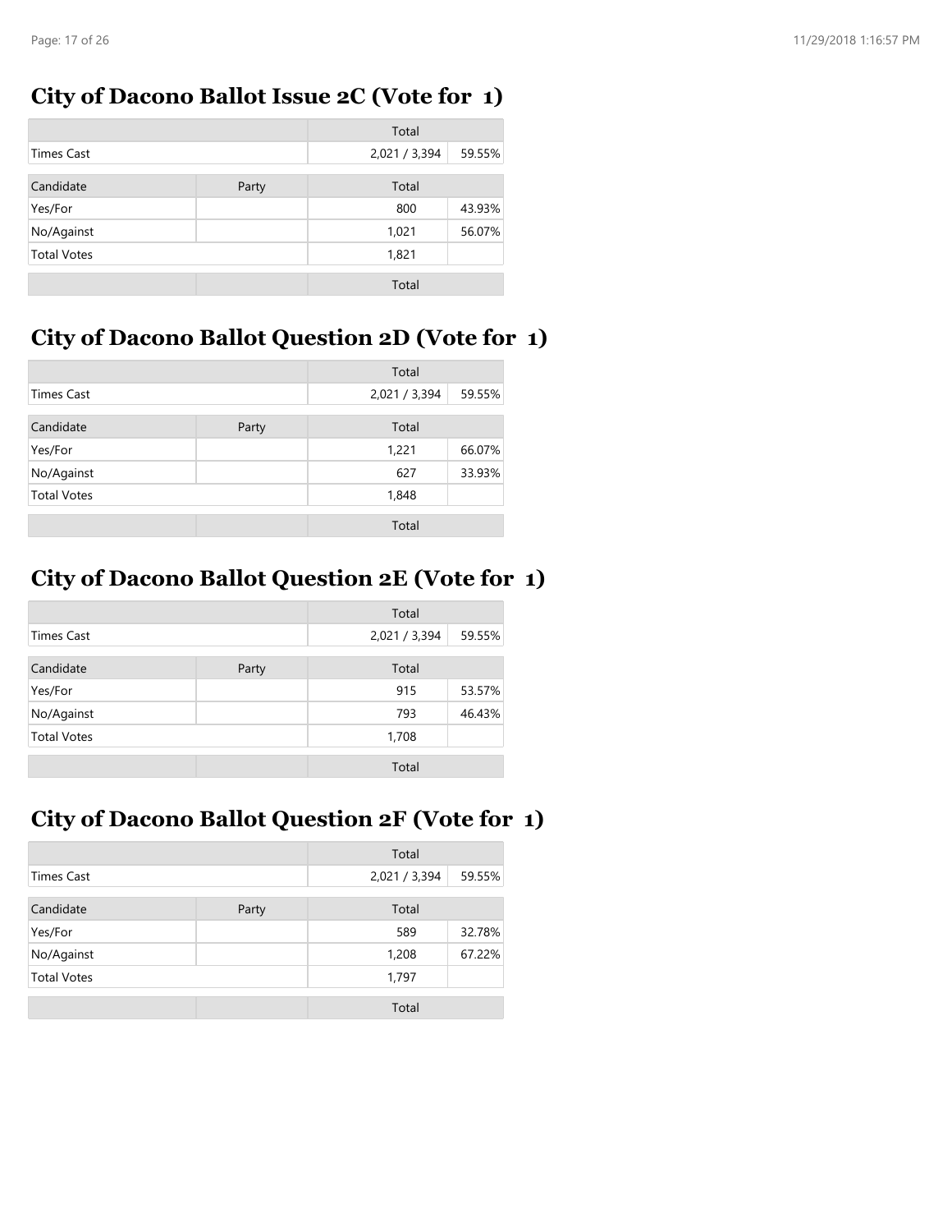## City of Dacono Ballot Issue 2C (Vote for 1)

| | | Total | |
|---|---|---|---|
| Times Cast | | 2,021 / 3,394 | 59.55% |

| Candidate | Party | Total | |
|---|---|---|---|
| Yes/For | | 800 | 43.93% |
| No/Against | | 1,021 | 56.07% |
| Total Votes | | 1,821 | |
| | | Total | |

## City of Dacono Ballot Question 2D (Vote for 1)

| | | Total | |
|---|---|---|---|
| Times Cast | | 2,021 / 3,394 | 59.55% |

| Candidate | Party | Total | |
|---|---|---|---|
| Yes/For | | 1,221 | 66.07% |
| No/Against | | 627 | 33.93% |
| Total Votes | | 1,848 | |
| | | Total | |

## City of Dacono Ballot Question 2E (Vote for 1)

| | | Total | |
|---|---|---|---|
| Times Cast | | 2,021 / 3,394 | 59.55% |

| Candidate | Party | Total | |
|---|---|---|---|
| Yes/For | | 915 | 53.57% |
| No/Against | | 793 | 46.43% |
| Total Votes | | 1,708 | |
| | | Total | |

## City of Dacono Ballot Question 2F (Vote for 1)

| | | Total | |
|---|---|---|---|
| Times Cast | | 2,021 / 3,394 | 59.55% |

| Candidate | Party | Total | |
|---|---|---|---|
| Yes/For | | 589 | 32.78% |
| No/Against | | 1,208 | 67.22% |
| Total Votes | | 1,797 | |
| | | Total | |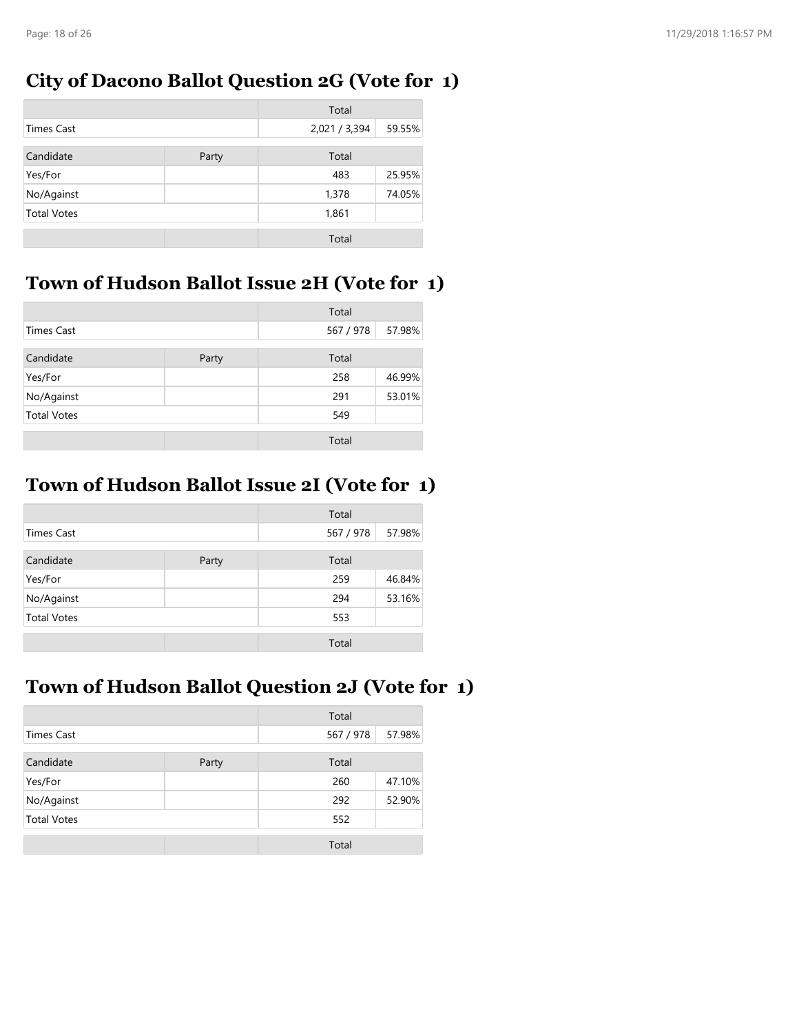## City of Dacono Ballot Question 2G (Vote for 1)

| | | Total | |
|---|---|---|---|
| Times Cast | | 2,021 / 3,394 | 59.55% |
| Candidate | Party | Total | |
| Yes/For | | 483 | 25.95% |
| No/Against | | 1,378 | 74.05% |
| Total Votes | | 1,861 | |
| | | Total | |

## Town of Hudson Ballot Issue 2H (Vote for 1)

| | | Total | |
|---|---|---|---|
| Times Cast | | 567 / 978 | 57.98% |
| Candidate | Party | Total | |
| Yes/For | | 258 | 46.99% |
| No/Against | | 291 | 53.01% |
| Total Votes | | 549 | |
| | | Total | |

## Town of Hudson Ballot Issue 2I (Vote for 1)

| | | Total | |
|---|---|---|---|
| Times Cast | | 567 / 978 | 57.98% |
| Candidate | Party | Total | |
| Yes/For | | 259 | 46.84% |
| No/Against | | 294 | 53.16% |
| Total Votes | | 553 | |
| | | Total | |

## Town of Hudson Ballot Question 2J (Vote for 1)

| | | Total | |
|---|---|---|---|
| Times Cast | | 567 / 978 | 57.98% |
| Candidate | Party | Total | |
| Yes/For | | 260 | 47.10% |
| No/Against | | 292 | 52.90% |
| Total Votes | | 552 | |
| | | Total | |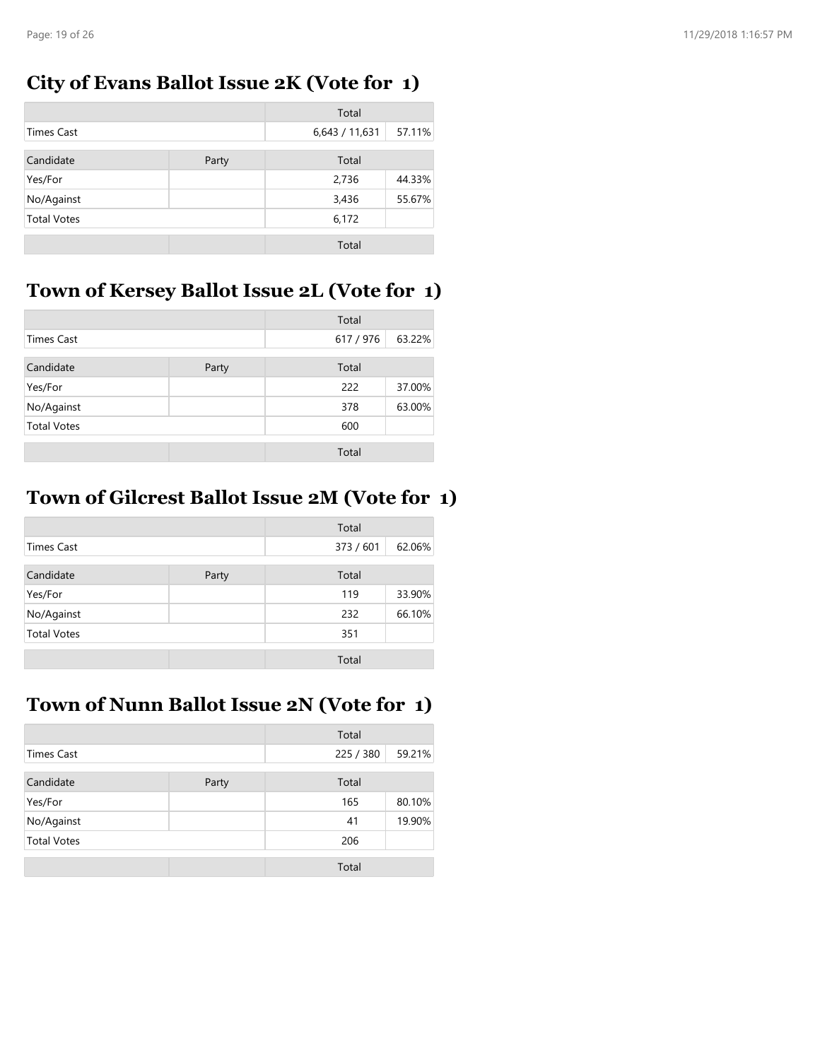## City of Evans Ballot Issue 2K (Vote for 1)

| | | Total | |
|---|---|---|---|
| Times Cast | | 6,643 / 11,631 | 57.11% |
| Candidate | Party | Total | |
| Yes/For | | 2,736 | 44.33% |
| No/Against | | 3,436 | 55.67% |
| Total Votes | | 6,172 | |
| | | Total | |

## Town of Kersey Ballot Issue 2L (Vote for 1)

| | | Total | |
|---|---|---|---|
| Times Cast | | 617 / 976 | 63.22% |
| Candidate | Party | Total | |
| Yes/For | | 222 | 37.00% |
| No/Against | | 378 | 63.00% |
| Total Votes | | 600 | |
| | | Total | |

## Town of Gilcrest Ballot Issue 2M (Vote for 1)

| | | Total | |
|---|---|---|---|
| Times Cast | | 373 / 601 | 62.06% |
| Candidate | Party | Total | |
| Yes/For | | 119 | 33.90% |
| No/Against | | 232 | 66.10% |
| Total Votes | | 351 | |
| | | Total | |

## Town of Nunn Ballot Issue 2N (Vote for 1)

| | | Total | |
|---|---|---|---|
| Times Cast | | 225 / 380 | 59.21% |
| Candidate | Party | Total | |
| Yes/For | | 165 | 80.10% |
| No/Against | | 41 | 19.90% |
| Total Votes | | 206 | |
| | | Total | |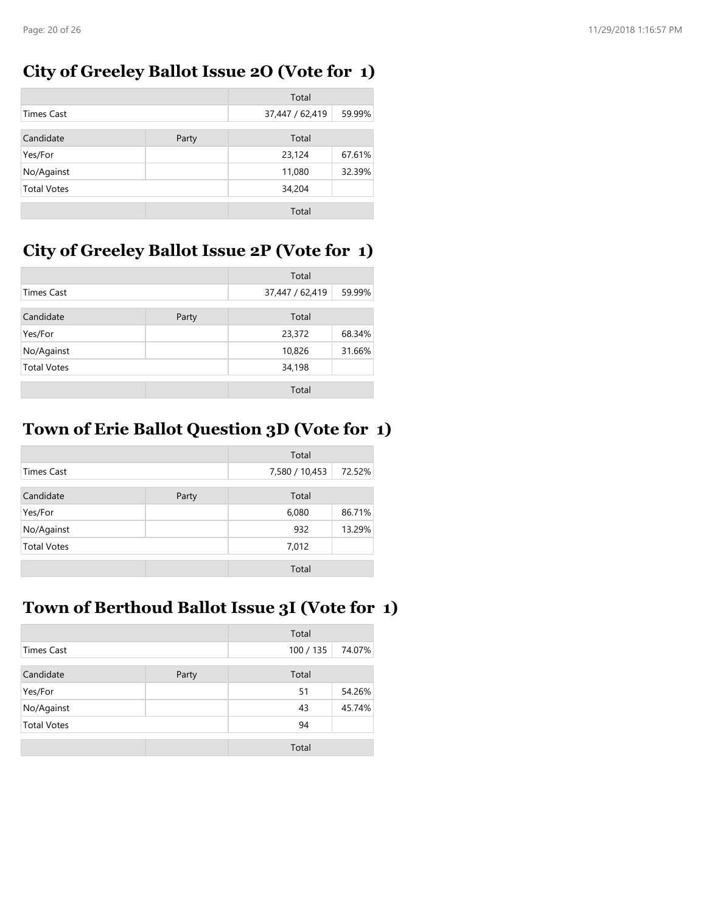## City of Greeley Ballot Issue 2O (Vote for 1)

| | | Total | |
|---|---|---|---|
| Times Cast | | 37,447 / 62,419 | 59.99% |
| Candidate | Party | Total | |
| Yes/For | | 23,124 | 67.61% |
| No/Against | | 11,080 | 32.39% |
| Total Votes | | 34,204 | |
| | | Total | |

## City of Greeley Ballot Issue 2P (Vote for 1)

| | | Total | |
|---|---|---|---|
| Times Cast | | 37,447 / 62,419 | 59.99% |
| Candidate | Party | Total | |
| Yes/For | | 23,372 | 68.34% |
| No/Against | | 10,826 | 31.66% |
| Total Votes | | 34,198 | |
| | | Total | |

## Town of Erie Ballot Question 3D (Vote for 1)

| | | Total | |
|---|---|---|---|
| Times Cast | | 7,580 / 10,453 | 72.52% |
| Candidate | Party | Total | |
| Yes/For | | 6,080 | 86.71% |
| No/Against | | 932 | 13.29% |
| Total Votes | | 7,012 | |
| | | Total | |

## Town of Berthoud Ballot Issue 3I (Vote for 1)

| | | Total | |
|---|---|---|---|
| Times Cast | | 100 / 135 | 74.07% |
| Candidate | Party | Total | |
| Yes/For | | 51 | 54.26% |
| No/Against | | 43 | 45.74% |
| Total Votes | | 94 | |
| | | Total | |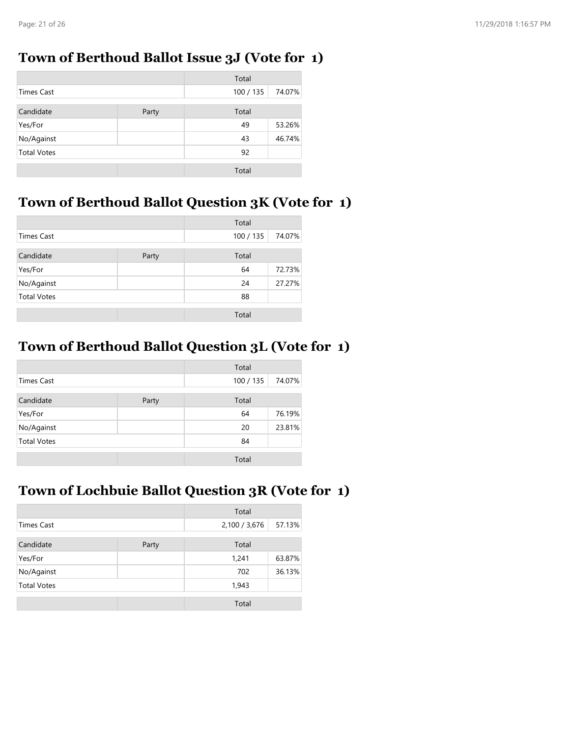## Town of Berthoud Ballot Issue 3J (Vote for 1)

| | | Total | |
|---|---|---|---|
| Times Cast | | 100 / 135 | 74.07% |
| Candidate | Party | Total | |
| Yes/For | | 49 | 53.26% |
| No/Against | | 43 | 46.74% |
| Total Votes | | 92 | |
| | | Total | |

## Town of Berthoud Ballot Question 3K (Vote for 1)

| | | Total | |
|---|---|---|---|
| Times Cast | | 100 / 135 | 74.07% |
| Candidate | Party | Total | |
| Yes/For | | 64 | 72.73% |
| No/Against | | 24 | 27.27% |
| Total Votes | | 88 | |
| | | Total | |

## Town of Berthoud Ballot Question 3L (Vote for 1)

| | | Total | |
|---|---|---|---|
| Times Cast | | 100 / 135 | 74.07% |
| Candidate | Party | Total | |
| Yes/For | | 64 | 76.19% |
| No/Against | | 20 | 23.81% |
| Total Votes | | 84 | |
| | | Total | |

## Town of Lochbuie Ballot Question 3R (Vote for 1)

| | | Total | |
|---|---|---|---|
| Times Cast | | 2,100 / 3,676 | 57.13% |
| Candidate | Party | Total | |
| Yes/For | | 1,241 | 63.87% |
| No/Against | | 702 | 36.13% |
| Total Votes | | 1,943 | |
| | | Total | |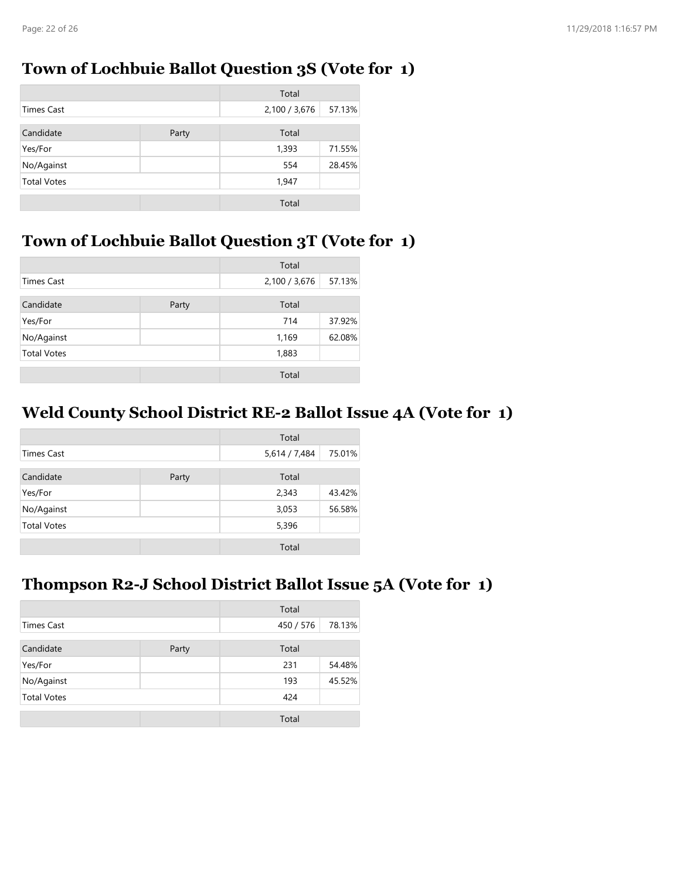## Town of Lochbuie Ballot Question 3S (Vote for 1)

| | | Total | |
|---|---|---|---|
| Times Cast | | 2,100 / 3,676 | 57.13% |
| Candidate | Party | Total | |
| Yes/For | | 1,393 | 71.55% |
| No/Against | | 554 | 28.45% |
| Total Votes | | 1,947 | |
| | | Total | |

## Town of Lochbuie Ballot Question 3T (Vote for 1)

| | | Total | |
|---|---|---|---|
| Times Cast | | 2,100 / 3,676 | 57.13% |
| Candidate | Party | Total | |
| Yes/For | | 714 | 37.92% |
| No/Against | | 1,169 | 62.08% |
| Total Votes | | 1,883 | |
| | | Total | |

## Weld County School District RE-2 Ballot Issue 4A (Vote for 1)

| | | Total | |
|---|---|---|---|
| Times Cast | | 5,614 / 7,484 | 75.01% |
| Candidate | Party | Total | |
| Yes/For | | 2,343 | 43.42% |
| No/Against | | 3,053 | 56.58% |
| Total Votes | | 5,396 | |
| | | Total | |

## Thompson R2-J School District Ballot Issue 5A (Vote for 1)

| | | Total | |
|---|---|---|---|
| Times Cast | | 450 / 576 | 78.13% |
| Candidate | Party | Total | |
| Yes/For | | 231 | 54.48% |
| No/Against | | 193 | 45.52% |
| Total Votes | | 424 | |
| | | Total | |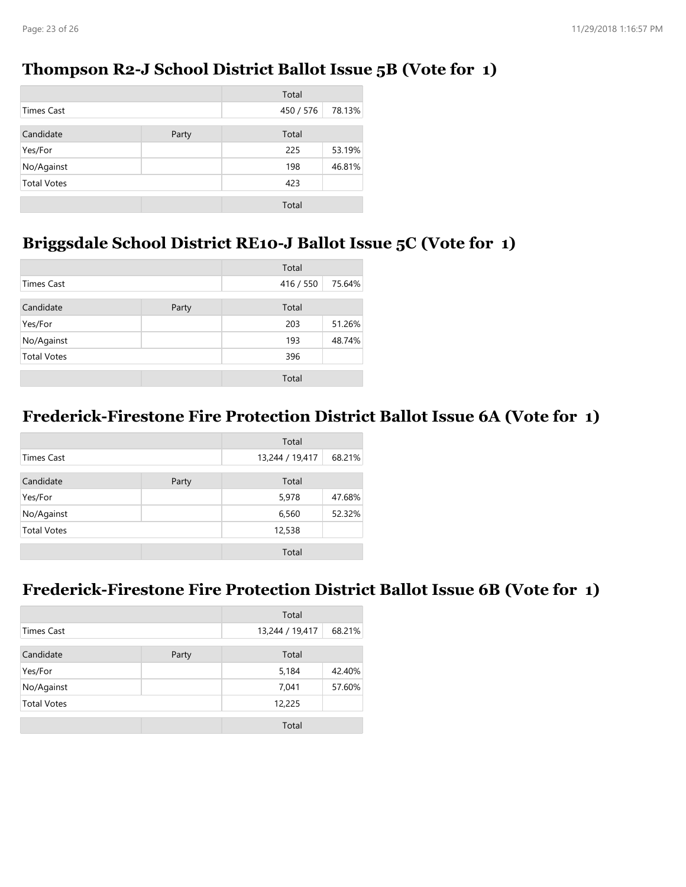## Thompson R2-J School District Ballot Issue 5B (Vote for 1)

| | | Total | |
|---|---|---|---|
| Times Cast | | 450 / 576 | 78.13% |
| Candidate | Party | Total | |
| Yes/For | | 225 | 53.19% |
| No/Against | | 198 | 46.81% |
| Total Votes | | 423 | |
| | | Total | |

## Briggsdale School District RE10-J Ballot Issue 5C (Vote for 1)

| | | Total | |
|---|---|---|---|
| Times Cast | | 416 / 550 | 75.64% |
| Candidate | Party | Total | |
| Yes/For | | 203 | 51.26% |
| No/Against | | 193 | 48.74% |
| Total Votes | | 396 | |
| | | Total | |

## Frederick-Firestone Fire Protection District Ballot Issue 6A (Vote for 1)

| | | Total | |
|---|---|---|---|
| Times Cast | | 13,244 / 19,417 | 68.21% |
| Candidate | Party | Total | |
| Yes/For | | 5,978 | 47.68% |
| No/Against | | 6,560 | 52.32% |
| Total Votes | | 12,538 | |
| | | Total | |

## Frederick-Firestone Fire Protection District Ballot Issue 6B (Vote for 1)

| | | Total | |
|---|---|---|---|
| Times Cast | | 13,244 / 19,417 | 68.21% |
| Candidate | Party | Total | |
| Yes/For | | 5,184 | 42.40% |
| No/Against | | 7,041 | 57.60% |
| Total Votes | | 12,225 | |
| | | Total | |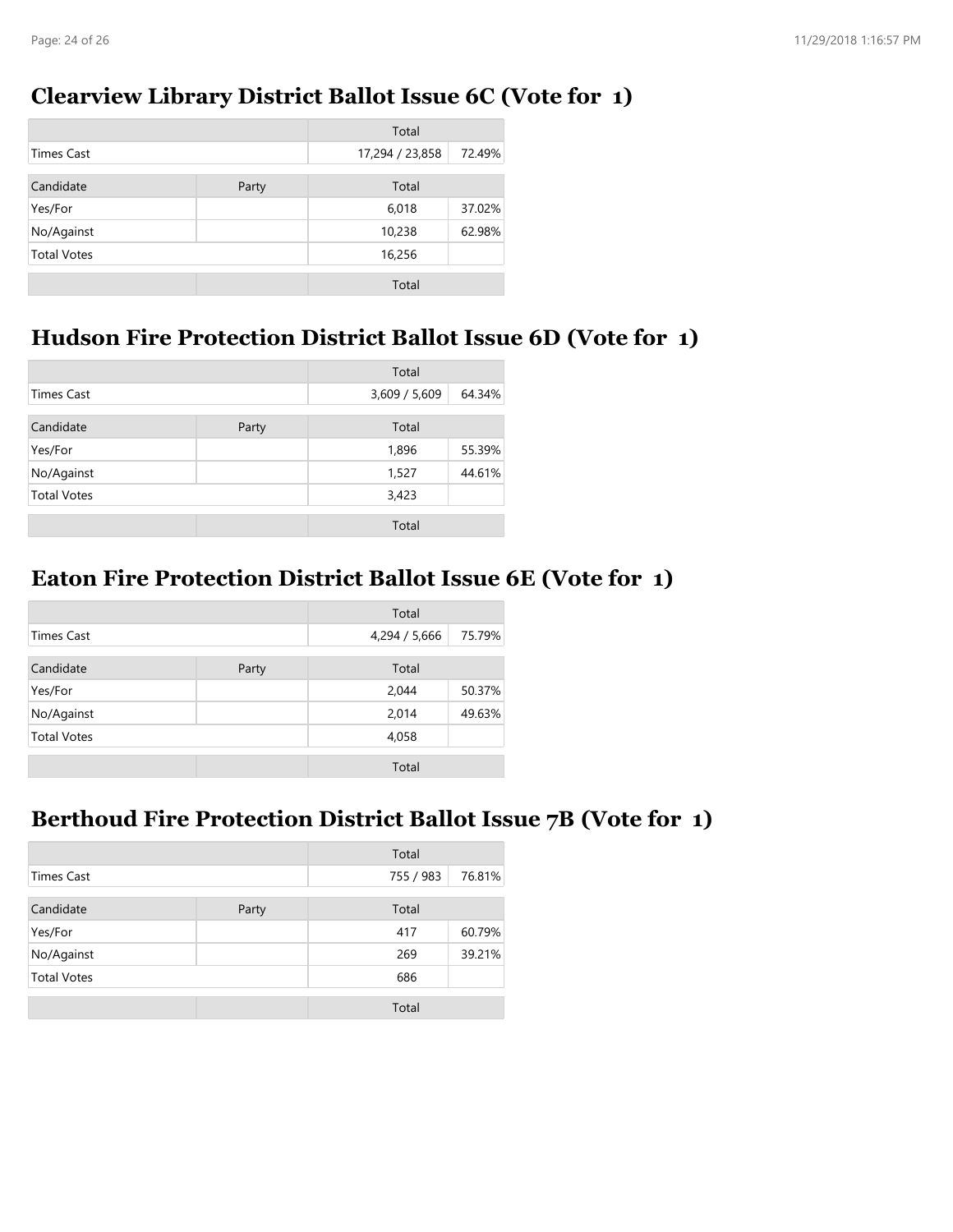## Clearview Library District Ballot Issue 6C (Vote for 1)

| | | Total | |
|---|---|---|---|
| Times Cast | | 17,294 / 23,858 | 72.49% |

| Candidate | Party | Total | |
|---|---|---|---|
| Yes/For | | 6,018 | 37.02% |
| No/Against | | 10,238 | 62.98% |
| Total Votes | | 16,256 | |
| | | Total | |

## Hudson Fire Protection District Ballot Issue 6D (Vote for 1)

| | | Total | |
|---|---|---|---|
| Times Cast | | 3,609 / 5,609 | 64.34% |

| Candidate | Party | Total | |
|---|---|---|---|
| Yes/For | | 1,896 | 55.39% |
| No/Against | | 1,527 | 44.61% |
| Total Votes | | 3,423 | |
| | | Total | |

## Eaton Fire Protection District Ballot Issue 6E (Vote for 1)

| | | Total | |
|---|---|---|---|
| Times Cast | | 4,294 / 5,666 | 75.79% |

| Candidate | Party | Total | |
|---|---|---|---|
| Yes/For | | 2,044 | 50.37% |
| No/Against | | 2,014 | 49.63% |
| Total Votes | | 4,058 | |
| | | Total | |

## Berthoud Fire Protection District Ballot Issue 7B (Vote for 1)

| | | Total | |
|---|---|---|---|
| Times Cast | | 755 / 983 | 76.81% |

| Candidate | Party | Total | |
|---|---|---|---|
| Yes/For | | 417 | 60.79% |
| No/Against | | 269 | 39.21% |
| Total Votes | | 686 | |
| | | Total | |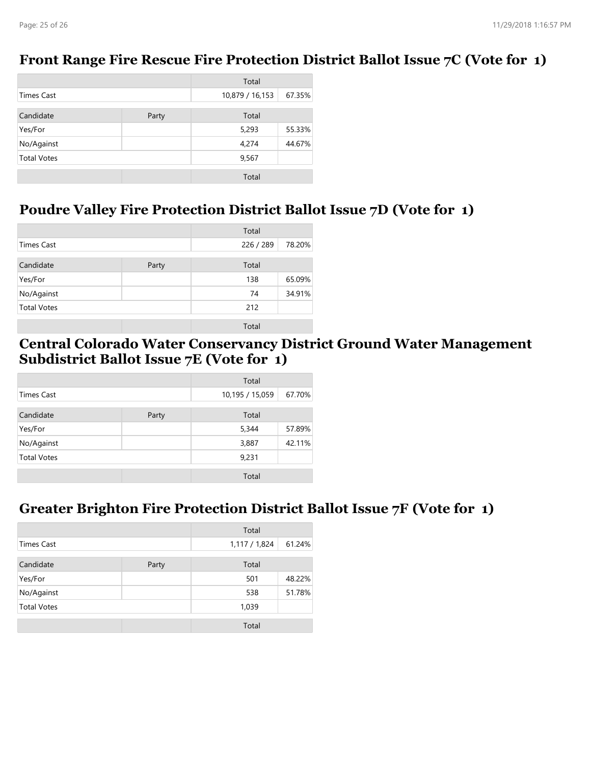## Front Range Fire Rescue Fire Protection District Ballot Issue 7C (Vote for 1)

| | | Total | |
|---|---|---|---|
| Times Cast | | 10,879 / 16,153 | 67.35% |
| Candidate | Party | Total | |
| Yes/For | | 5,293 | 55.33% |
| No/Against | | 4,274 | 44.67% |
| Total Votes | | 9,567 | |
| | | Total | |

## Poudre Valley Fire Protection District Ballot Issue 7D (Vote for 1)

| | | Total | |
|---|---|---|---|
| Times Cast | | 226 / 289 | 78.20% |
| Candidate | Party | Total | |
| Yes/For | | 138 | 65.09% |
| No/Against | | 74 | 34.91% |
| Total Votes | | 212 | |
| | | Total | |

## Central Colorado Water Conservancy District Ground Water Management Subdistrict Ballot Issue 7E (Vote for 1)

| | | Total | |
|---|---|---|---|
| Times Cast | | 10,195 / 15,059 | 67.70% |
| Candidate | Party | Total | |
| Yes/For | | 5,344 | 57.89% |
| No/Against | | 3,887 | 42.11% |
| Total Votes | | 9,231 | |
| | | Total | |

## Greater Brighton Fire Protection District Ballot Issue 7F (Vote for 1)

| | | Total | |
|---|---|---|---|
| Times Cast | | 1,117 / 1,824 | 61.24% |
| Candidate | Party | Total | |
| Yes/For | | 501 | 48.22% |
| No/Against | | 538 | 51.78% |
| Total Votes | | 1,039 | |
| | | Total | |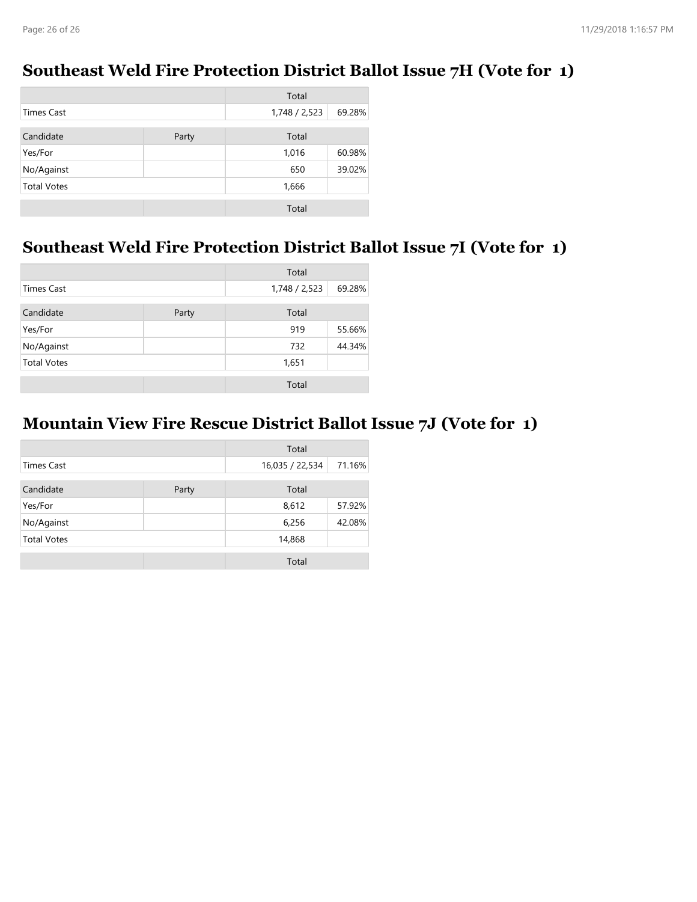## Southeast Weld Fire Protection District Ballot Issue 7H (Vote for 1)

| | | Total | |
|---|---|---|---|
| Times Cast | | 1,748 / 2,523 | 69.28% |
| Candidate | Party | Total | |
| Yes/For | | 1,016 | 60.98% |
| No/Against | | 650 | 39.02% |
| Total Votes | | 1,666 | |
| | | Total | |

## Southeast Weld Fire Protection District Ballot Issue 7I (Vote for 1)

| | | Total | |
|---|---|---|---|
| Times Cast | | 1,748 / 2,523 | 69.28% |
| Candidate | Party | Total | |
| Yes/For | | 919 | 55.66% |
| No/Against | | 732 | 44.34% |
| Total Votes | | 1,651 | |
| | | Total | |

## Mountain View Fire Rescue District Ballot Issue 7J (Vote for 1)

| | | Total | |
|---|---|---|---|
| Times Cast | | 16,035 / 22,534 | 71.16% |
| Candidate | Party | Total | |
| Yes/For | | 8,612 | 57.92% |
| No/Against | | 6,256 | 42.08% |
| Total Votes | | 14,868 | |
| | | Total | |